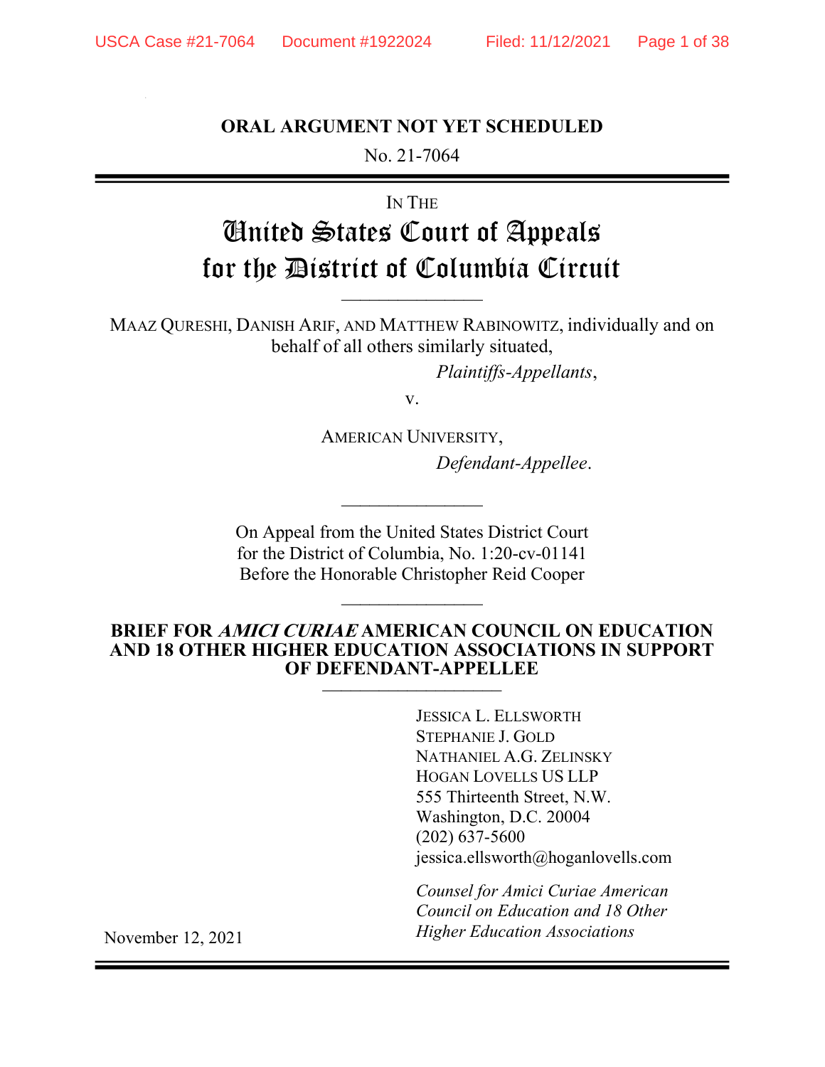**ORAL ARGUMENT NOT YET SCHEDULED**

No. 21-7064

---

IN THE

# United States Court of Appeals for the District of Columbia Circuit

---

MAAZ QURESHI, DANISH ARIF, AND MATTHEW RABINOWITZ, individually and on behalf of all others similarly situated,

*Plaintiffs-Appellants*,

v.

AMERICAN UNIVERSITY,

*Defendant-Appellee*.

---

On Appeal from the United States District Court for the District of Columbia, No. 1:20-cv-01141
Before the Honorable Christopher Reid Cooper

---

**BRIEF FOR *AMICI CURIAE* AMERICAN COUNCIL ON EDUCATION AND 18 OTHER HIGHER EDUCATION ASSOCIATIONS IN SUPPORT OF DEFENDANT-APPELLEE**

---

JESSICA L. ELLSWORTH
STEPHANIE J. GOLD
NATHANIEL A.G. ZELINSKY
HOGAN LOVELLS US LLP
555 Thirteenth Street, N.W.
Washington, D.C. 20004
(202) 637-5600
jessica.ellsworth@hoganlovells.com

*Counsel for Amici Curiae American Council on Education and 18 Other Higher Education Associations*

November 12, 2021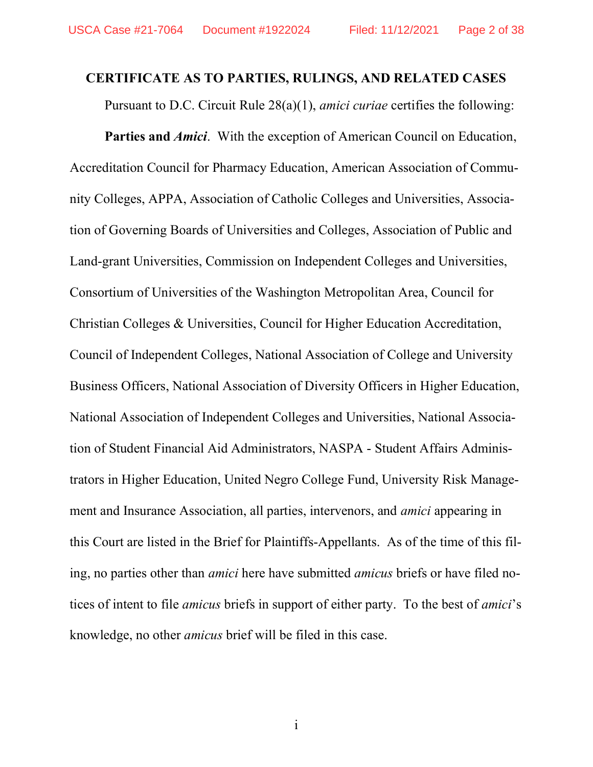**CERTIFICATE AS TO PARTIES, RULINGS, AND RELATED CASES**

Pursuant to D.C. Circuit Rule 28(a)(1), *amici curiae* certifies the following:

**Parties and *Amici*.** With the exception of American Council on Education, Accreditation Council for Pharmacy Education, American Association of Community Colleges, APPA, Association of Catholic Colleges and Universities, Association of Governing Boards of Universities and Colleges, Association of Public and Land-grant Universities, Commission on Independent Colleges and Universities, Consortium of Universities of the Washington Metropolitan Area, Council for Christian Colleges & Universities, Council for Higher Education Accreditation, Council of Independent Colleges, National Association of College and University Business Officers, National Association of Diversity Officers in Higher Education, National Association of Independent Colleges and Universities, National Association of Student Financial Aid Administrators, NASPA - Student Affairs Administrators in Higher Education, United Negro College Fund, University Risk Management and Insurance Association, all parties, intervenors, and *amici* appearing in this Court are listed in the Brief for Plaintiffs-Appellants. As of the time of this filing, no parties other than *amici* here have submitted *amicus* briefs or have filed notices of intent to file *amicus* briefs in support of either party. To the best of *amici*'s knowledge, no other *amicus* brief will be filed in this case.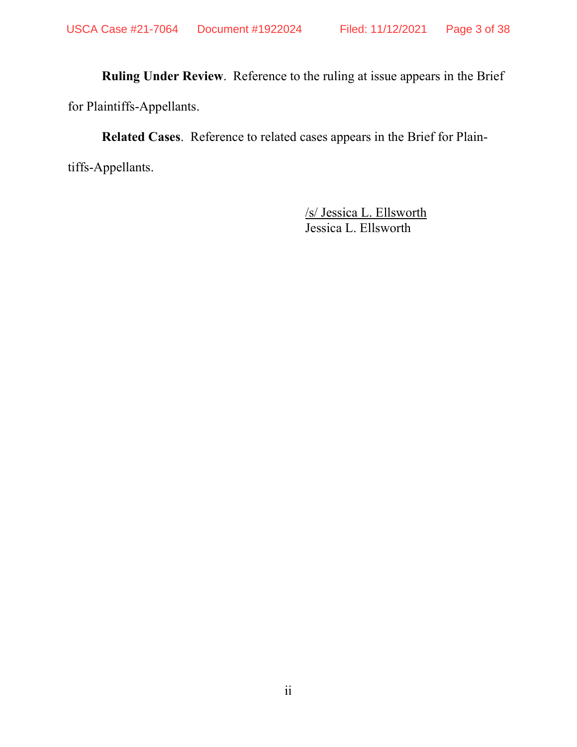**Ruling Under Review**. Reference to the ruling at issue appears in the Brief for Plaintiffs-Appellants.

**Related Cases**. Reference to related cases appears in the Brief for Plaintiffs-Appellants.

/s/ Jessica L. Ellsworth
Jessica L. Ellsworth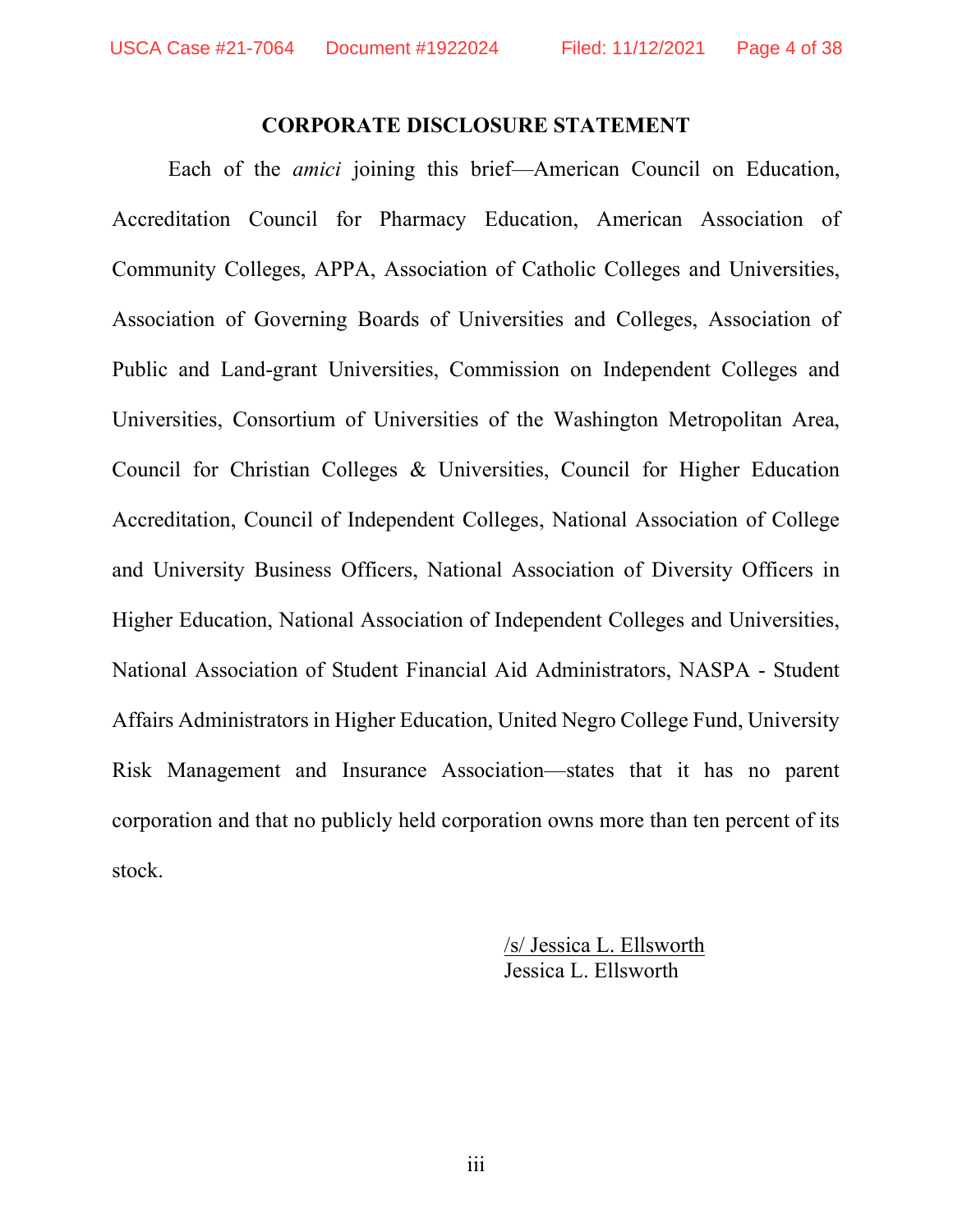## CORPORATE DISCLOSURE STATEMENT

Each of the *amici* joining this brief—American Council on Education, Accreditation Council for Pharmacy Education, American Association of Community Colleges, APPA, Association of Catholic Colleges and Universities, Association of Governing Boards of Universities and Colleges, Association of Public and Land-grant Universities, Commission on Independent Colleges and Universities, Consortium of Universities of the Washington Metropolitan Area, Council for Christian Colleges & Universities, Council for Higher Education Accreditation, Council of Independent Colleges, National Association of College and University Business Officers, National Association of Diversity Officers in Higher Education, National Association of Independent Colleges and Universities, National Association of Student Financial Aid Administrators, NASPA - Student Affairs Administrators in Higher Education, United Negro College Fund, University Risk Management and Insurance Association—states that it has no parent corporation and that no publicly held corporation owns more than ten percent of its stock.

/s/ Jessica L. Ellsworth
Jessica L. Ellsworth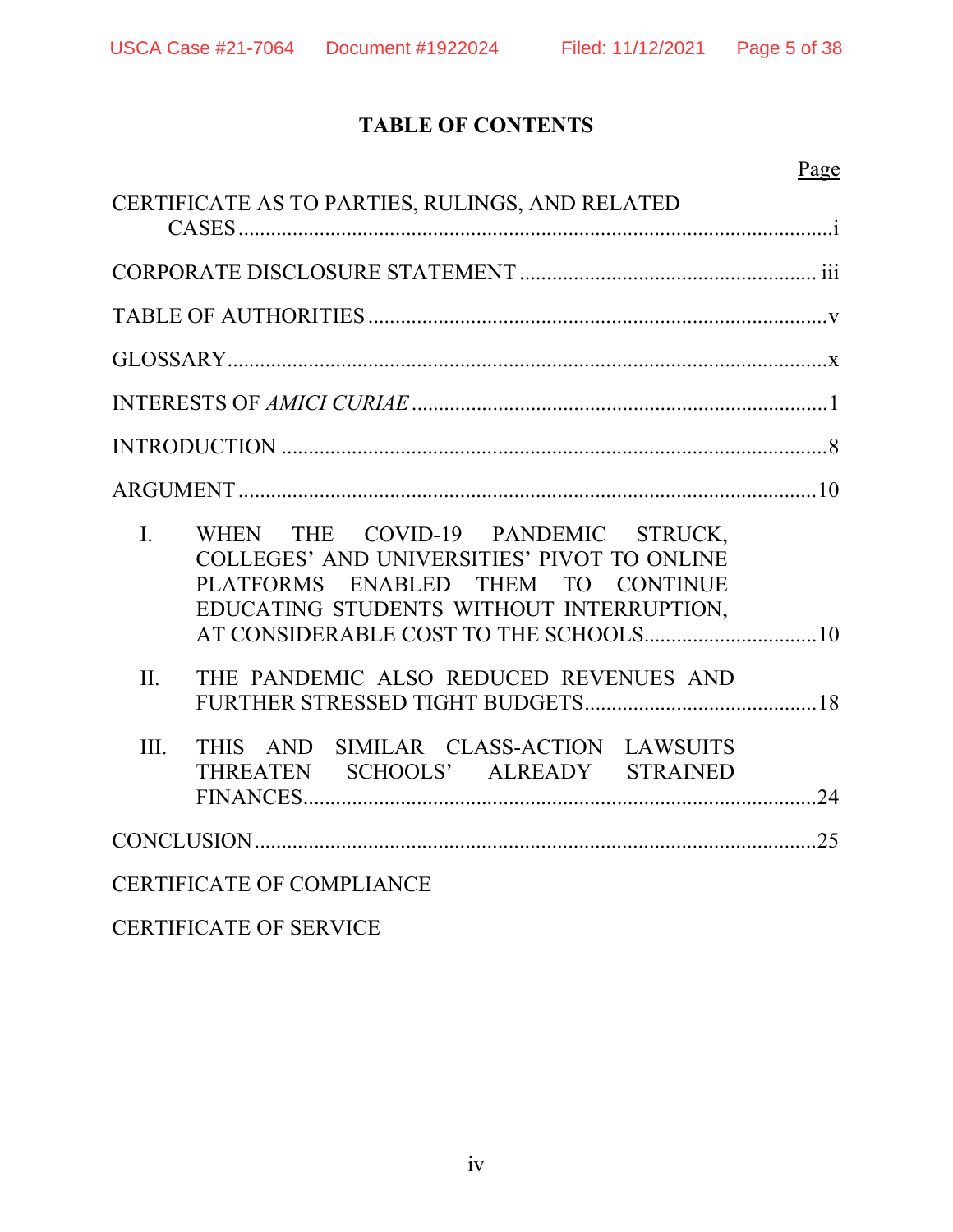# TABLE OF CONTENTS

| | Page |
|---|---|
| CERTIFICATE AS TO PARTIES, RULINGS, AND RELATED CASES | i |
| CORPORATE DISCLOSURE STATEMENT | iii |
| TABLE OF AUTHORITIES | v |
| GLOSSARY | x |
| INTERESTS OF *AMICI CURIAE* | 1 |
| INTRODUCTION | 8 |
| ARGUMENT | 10 |
| I. WHEN THE COVID-19 PANDEMIC STRUCK, COLLEGES' AND UNIVERSITIES' PIVOT TO ONLINE PLATFORMS ENABLED THEM TO CONTINUE EDUCATING STUDENTS WITHOUT INTERRUPTION, AT CONSIDERABLE COST TO THE SCHOOLS | 10 |
| II. THE PANDEMIC ALSO REDUCED REVENUES AND FURTHER STRESSED TIGHT BUDGETS | 18 |
| III. THIS AND SIMILAR CLASS-ACTION LAWSUITS THREATEN SCHOOLS' ALREADY STRAINED FINANCES | 24 |
| CONCLUSION | 25 |
| CERTIFICATE OF COMPLIANCE | |
| CERTIFICATE OF SERVICE | |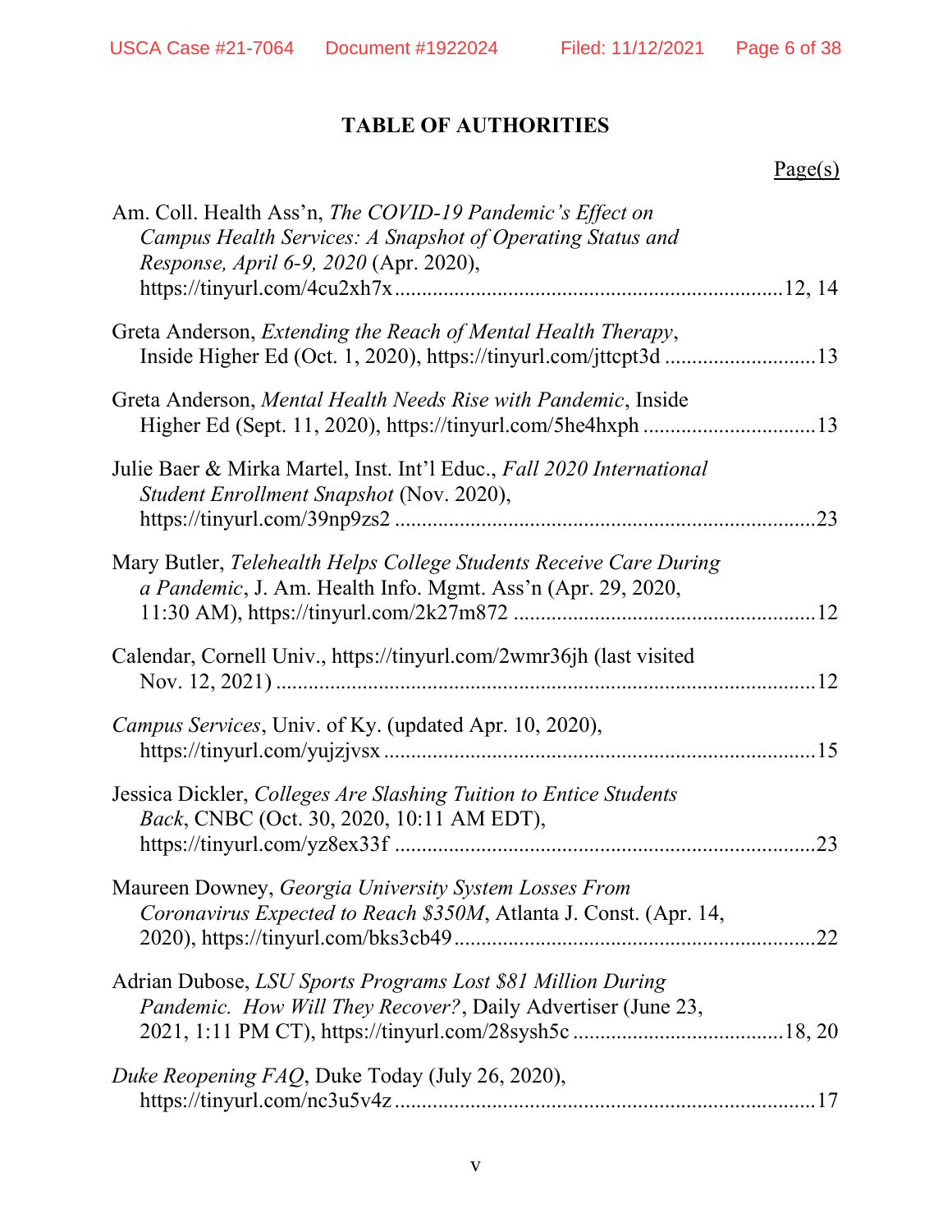# TABLE OF AUTHORITIES

Page(s)

Am. Coll. Health Ass'n, *The COVID-19 Pandemic's Effect on Campus Health Services: A Snapshot of Operating Status and Response, April 6-9, 2020* (Apr. 2020), https://tinyurl.com/4cu2xh7x ....................................................................12, 14

Greta Anderson, *Extending the Reach of Mental Health Therapy*, Inside Higher Ed (Oct. 1, 2020), https://tinyurl.com/jttcpt3d ...........................13

Greta Anderson, *Mental Health Needs Rise with Pandemic*, Inside Higher Ed (Sept. 11, 2020), https://tinyurl.com/5he4hxph ...............................13

Julie Baer & Mirka Martel, Inst. Int'l Educ., *Fall 2020 International Student Enrollment Snapshot* (Nov. 2020), https://tinyurl.com/39np9zs2 ............................................................................23

Mary Butler, *Telehealth Helps College Students Receive Care During a Pandemic*, J. Am. Health Info. Mgmt. Ass'n (Apr. 29, 2020, 11:30 AM), https://tinyurl.com/2k27m872 .......................................................12

Calendar, Cornell Univ., https://tinyurl.com/2wmr36jh (last visited Nov. 12, 2021) ..................................................................................................12

*Campus Services*, Univ. of Ky. (updated Apr. 10, 2020), https://tinyurl.com/yujzjvsx ...............................................................................15

Jessica Dickler, *Colleges Are Slashing Tuition to Entice Students Back*, CNBC (Oct. 30, 2020, 10:11 AM EDT), https://tinyurl.com/yz8ex33f ............................................................................23

Maureen Downey, *Georgia University System Losses From Coronavirus Expected to Reach $350M*, Atlanta J. Const. (Apr. 14, 2020), https://tinyurl.com/bks3cb49..................................................................22

Adrian Dubose, *LSU Sports Programs Lost $81 Million During Pandemic. How Will They Recover?*, Daily Advertiser (June 23, 2021, 1:11 PM CT), https://tinyurl.com/28sysh5c .......................................18, 20

*Duke Reopening FAQ*, Duke Today (July 26, 2020), https://tinyurl.com/nc3u5v4z.............................................................................17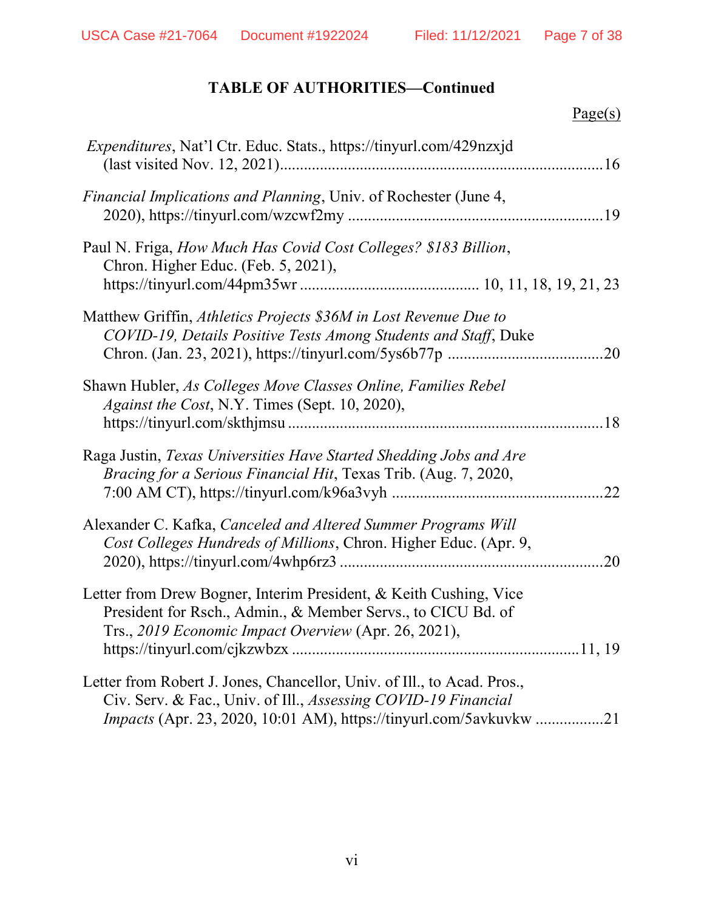## TABLE OF AUTHORITIES—Continued

Page(s)

*Expenditures*, Nat'l Ctr. Educ. Stats., https://tinyurl.com/429nzxjd (last visited Nov. 12, 2021)....................16

*Financial Implications and Planning*, Univ. of Rochester (June 4, 2020), https://tinyurl.com/wzcwf2my ....................19

Paul N. Friga, *How Much Has Covid Cost Colleges? $183 Billion*, Chron. Higher Educ. (Feb. 5, 2021), https://tinyurl.com/44pm35wr .................... 10, 11, 18, 19, 21, 23

Matthew Griffin, *Athletics Projects $36M in Lost Revenue Due to COVID-19, Details Positive Tests Among Students and Staff*, Duke Chron. (Jan. 23, 2021), https://tinyurl.com/5ys6b77p ....................20

Shawn Hubler, *As Colleges Move Classes Online, Families Rebel Against the Cost*, N.Y. Times (Sept. 10, 2020), https://tinyurl.com/skthjmsu ....................18

Raga Justin, *Texas Universities Have Started Shedding Jobs and Are Bracing for a Serious Financial Hit*, Texas Trib. (Aug. 7, 2020, 7:00 AM CT), https://tinyurl.com/k96a3vyh ....................22

Alexander C. Kafka, *Canceled and Altered Summer Programs Will Cost Colleges Hundreds of Millions*, Chron. Higher Educ. (Apr. 9, 2020), https://tinyurl.com/4whp6rz3 ....................20

Letter from Drew Bogner, Interim President, & Keith Cushing, Vice President for Rsch., Admin., & Member Servs., to CICU Bd. of Trs., *2019 Economic Impact Overview* (Apr. 26, 2021), https://tinyurl.com/cjkzwbzx ....................11, 19

Letter from Robert J. Jones, Chancellor, Univ. of Ill., to Acad. Pros., Civ. Serv. & Fac., Univ. of Ill., *Assessing COVID-19 Financial Impacts* (Apr. 23, 2020, 10:01 AM), https://tinyurl.com/5avkuvkw ....................21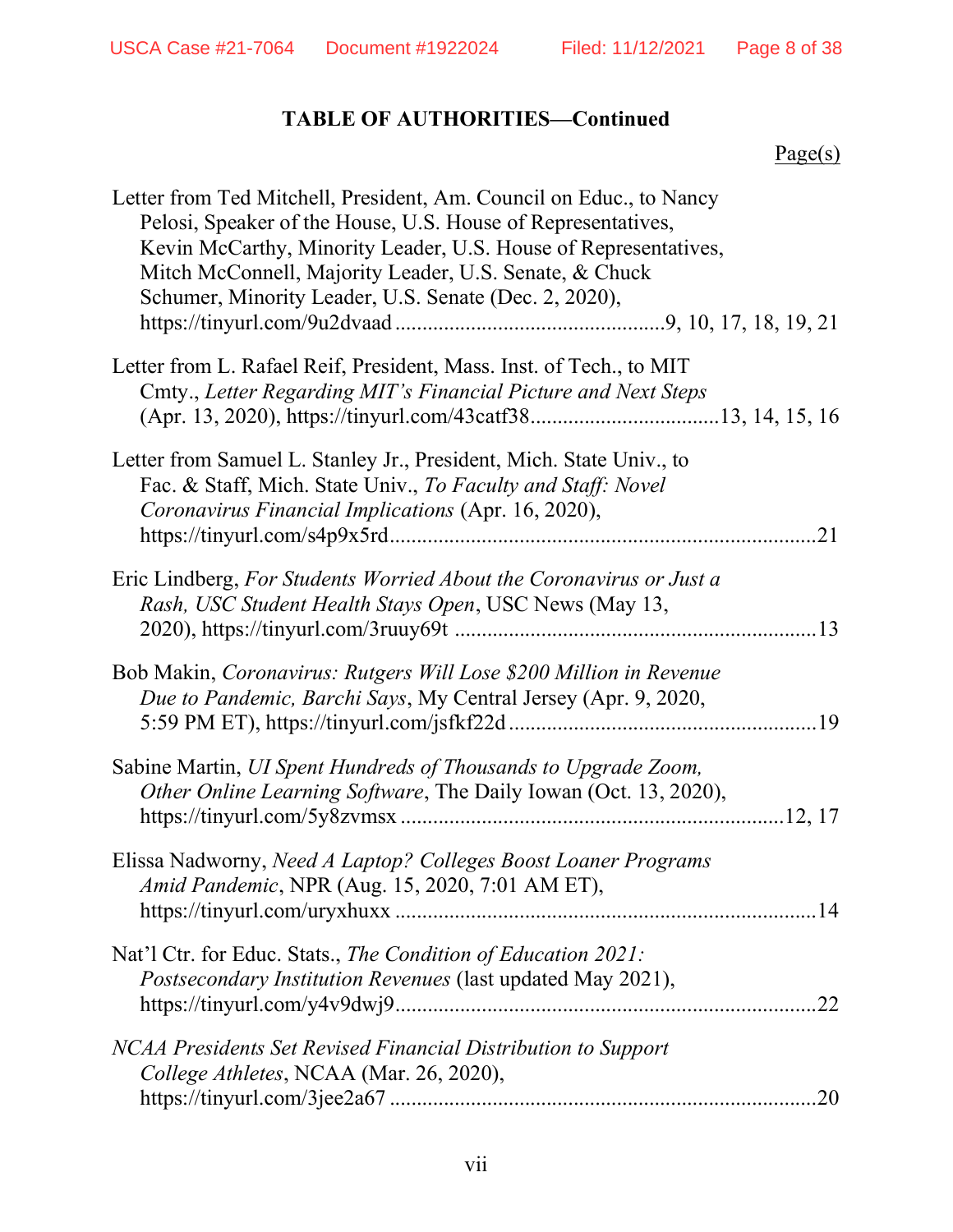## TABLE OF AUTHORITIES—Continued

Page(s)

Letter from Ted Mitchell, President, Am. Council on Educ., to Nancy Pelosi, Speaker of the House, U.S. House of Representatives, Kevin McCarthy, Minority Leader, U.S. House of Representatives, Mitch McConnell, Majority Leader, U.S. Senate, & Chuck Schumer, Minority Leader, U.S. Senate (Dec. 2, 2020), https://tinyurl.com/9u2dvaad ................................................9, 10, 17, 18, 19, 21

Letter from L. Rafael Reif, President, Mass. Inst. of Tech., to MIT Cmty., *Letter Regarding MIT's Financial Picture and Next Steps* (Apr. 13, 2020), https://tinyurl.com/43catf38..................................13, 14, 15, 16

Letter from Samuel L. Stanley Jr., President, Mich. State Univ., to Fac. & Staff, Mich. State Univ., *To Faculty and Staff: Novel Coronavirus Financial Implications* (Apr. 16, 2020), https://tinyurl.com/s4p9x5rd..............................................................................21

Eric Lindberg, *For Students Worried About the Coronavirus or Just a Rash, USC Student Health Stays Open*, USC News (May 13, 2020), https://tinyurl.com/3ruuy69t ..................................................................13

Bob Makin, *Coronavirus: Rutgers Will Lose $200 Million in Revenue Due to Pandemic, Barchi Says*, My Central Jersey (Apr. 9, 2020, 5:59 PM ET), https://tinyurl.com/jsfkf22d ........................................................19

Sabine Martin, *UI Spent Hundreds of Thousands to Upgrade Zoom, Other Online Learning Software*, The Daily Iowan (Oct. 13, 2020), https://tinyurl.com/5y8zvmsx ......................................................................12, 17

Elissa Nadworny, *Need A Laptop? Colleges Boost Loaner Programs Amid Pandemic*, NPR (Aug. 15, 2020, 7:01 AM ET), https://tinyurl.com/uryxhuxx .............................................................................14

Nat'l Ctr. for Educ. Stats., *The Condition of Education 2021: Postsecondary Institution Revenues* (last updated May 2021), https://tinyurl.com/y4v9dwj9.............................................................................22

*NCAA Presidents Set Revised Financial Distribution to Support College Athletes*, NCAA (Mar. 26, 2020), https://tinyurl.com/3jee2a67 .............................................................................20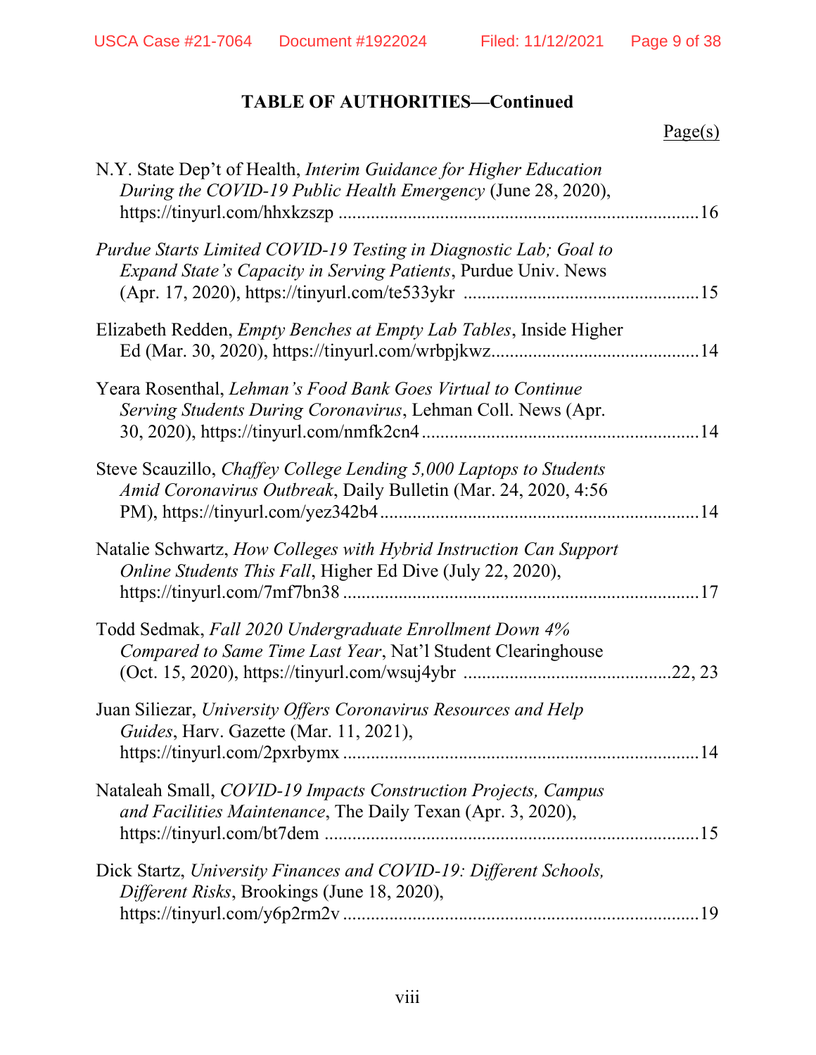**TABLE OF AUTHORITIES—Continued**

Page(s)

N.Y. State Dep't of Health, *Interim Guidance for Higher Education During the COVID-19 Public Health Emergency* (June 28, 2020), https://tinyurl.com/hhxkzszp ....................................................................................16

*Purdue Starts Limited COVID-19 Testing in Diagnostic Lab; Goal to Expand State's Capacity in Serving Patients*, Purdue Univ. News (Apr. 17, 2020), https://tinyurl.com/te533ykr ..................................................15

Elizabeth Redden, *Empty Benches at Empty Lab Tables*, Inside Higher Ed (Mar. 30, 2020), https://tinyurl.com/wrbpjkwz..............................................14

Yeara Rosenthal, *Lehman's Food Bank Goes Virtual to Continue Serving Students During Coronavirus*, Lehman Coll. News (Apr. 30, 2020), https://tinyurl.com/nmfk2cn4..............................................................14

Steve Scauzillo, *Chaffey College Lending 5,000 Laptops to Students Amid Coronavirus Outbreak*, Daily Bulletin (Mar. 24, 2020, 4:56 PM), https://tinyurl.com/yez342b4.....................................................................14

Natalie Schwartz, *How Colleges with Hybrid Instruction Can Support Online Students This Fall*, Higher Ed Dive (July 22, 2020), https://tinyurl.com/7mf7bn38 ..............................................................................17

Todd Sedmak, *Fall 2020 Undergraduate Enrollment Down 4% Compared to Same Time Last Year*, Nat'l Student Clearinghouse (Oct. 15, 2020), https://tinyurl.com/wsuj4ybr ............................................22, 23

Juan Siliezar, *University Offers Coronavirus Resources and Help Guides*, Harv. Gazette (Mar. 11, 2021), https://tinyurl.com/2pxrbymx ..............................................................................14

Nataleah Small, *COVID-19 Impacts Construction Projects, Campus and Facilities Maintenance*, The Daily Texan (Apr. 3, 2020), https://tinyurl.com/bt7dem ..................................................................................15

Dick Startz, *University Finances and COVID-19: Different Schools, Different Risks*, Brookings (June 18, 2020), https://tinyurl.com/y6p2rm2v ..............................................................................19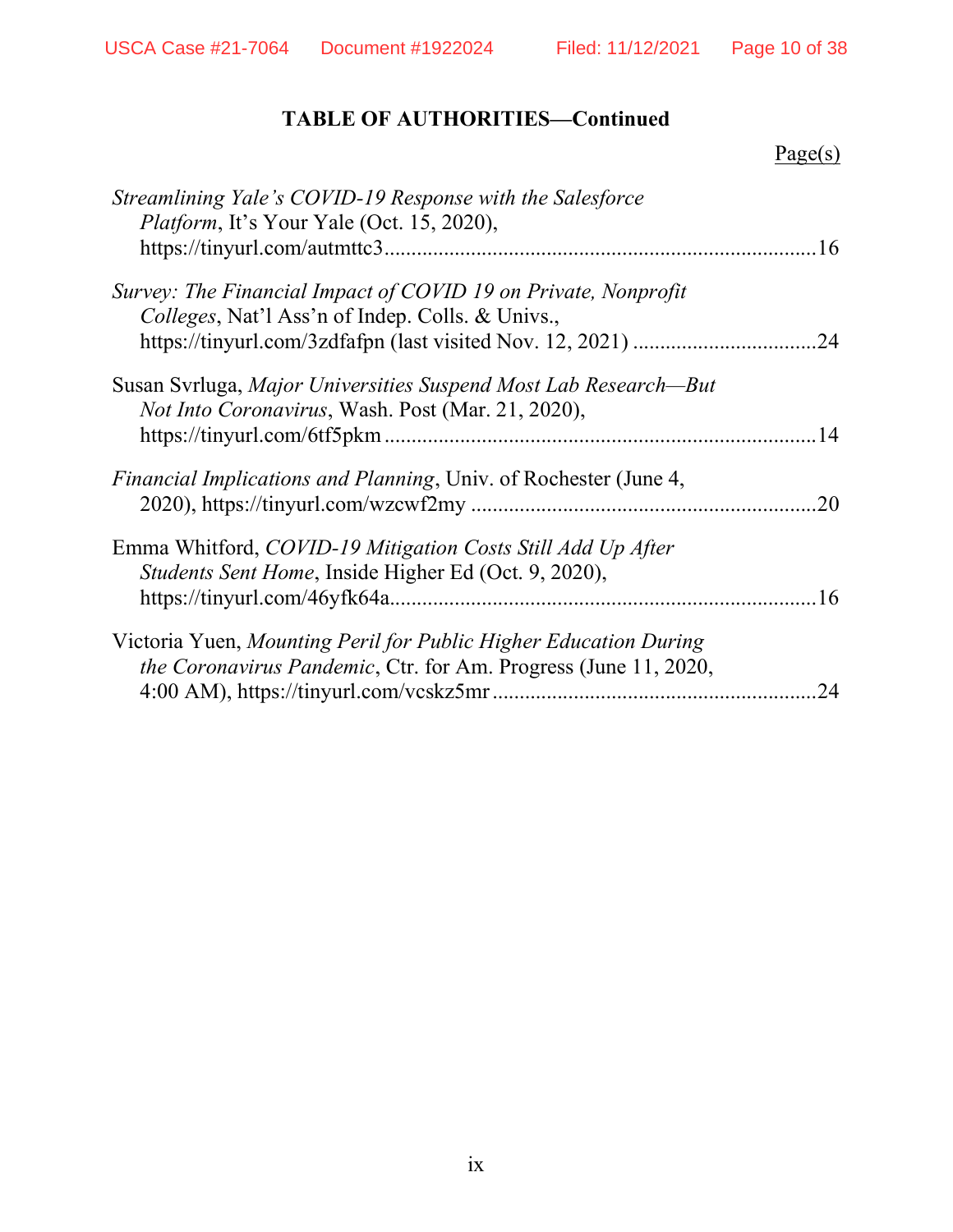## TABLE OF AUTHORITIES—Continued

Page(s)

*Streamlining Yale's COVID-19 Response with the Salesforce Platform*, It's Your Yale (Oct. 15, 2020), https://tinyurl.com/autmttc3 ....................................................................................16

*Survey: The Financial Impact of COVID 19 on Private, Nonprofit Colleges*, Nat'l Ass'n of Indep. Colls. & Univs., https://tinyurl.com/3zdfafpn (last visited Nov. 12, 2021) ...................................24

Susan Svrluga, *Major Universities Suspend Most Lab Research—But Not Into Coronavirus*, Wash. Post (Mar. 21, 2020), https://tinyurl.com/6tf5pkm ....................................................................................14

*Financial Implications and Planning*, Univ. of Rochester (June 4, 2020), https://tinyurl.com/wzcwf2my ...................................................................20

Emma Whitford, *COVID-19 Mitigation Costs Still Add Up After Students Sent Home*, Inside Higher Ed (Oct. 9, 2020), https://tinyurl.com/46yfk64a....................................................................................16

Victoria Yuen, *Mounting Peril for Public Higher Education During the Coronavirus Pandemic*, Ctr. for Am. Progress (June 11, 2020, 4:00 AM), https://tinyurl.com/vcskz5mr ...........................................................24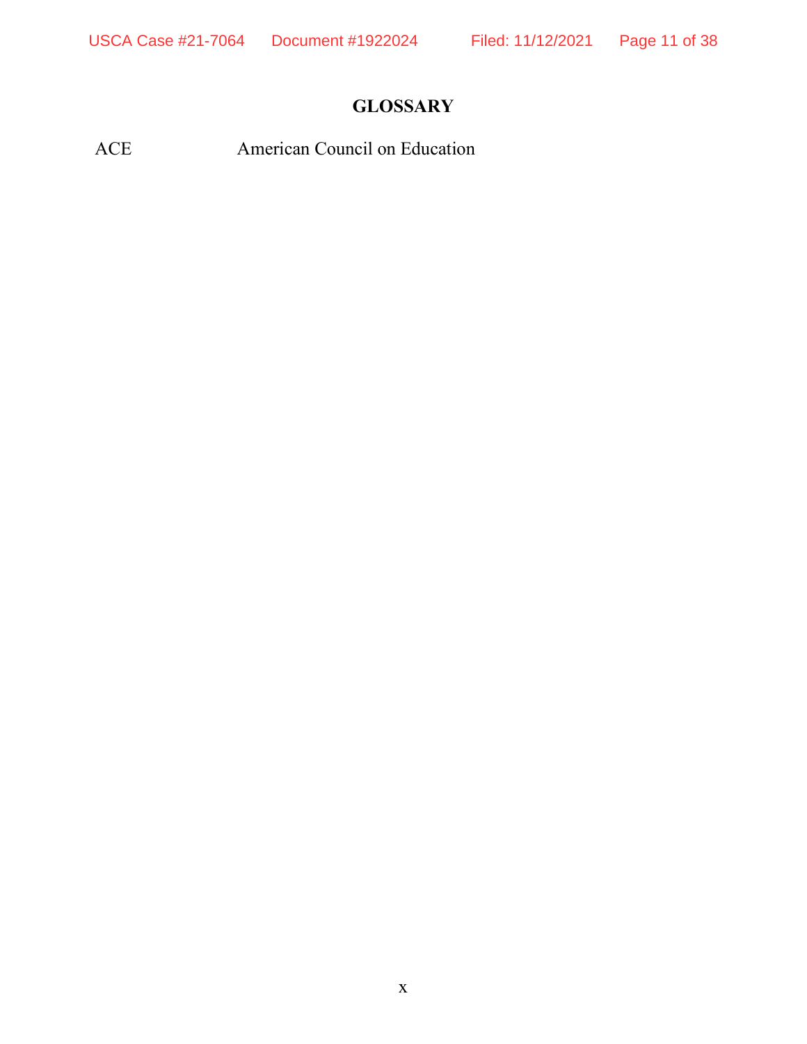## GLOSSARY

| | |
|---|---|
| ACE | American Council on Education |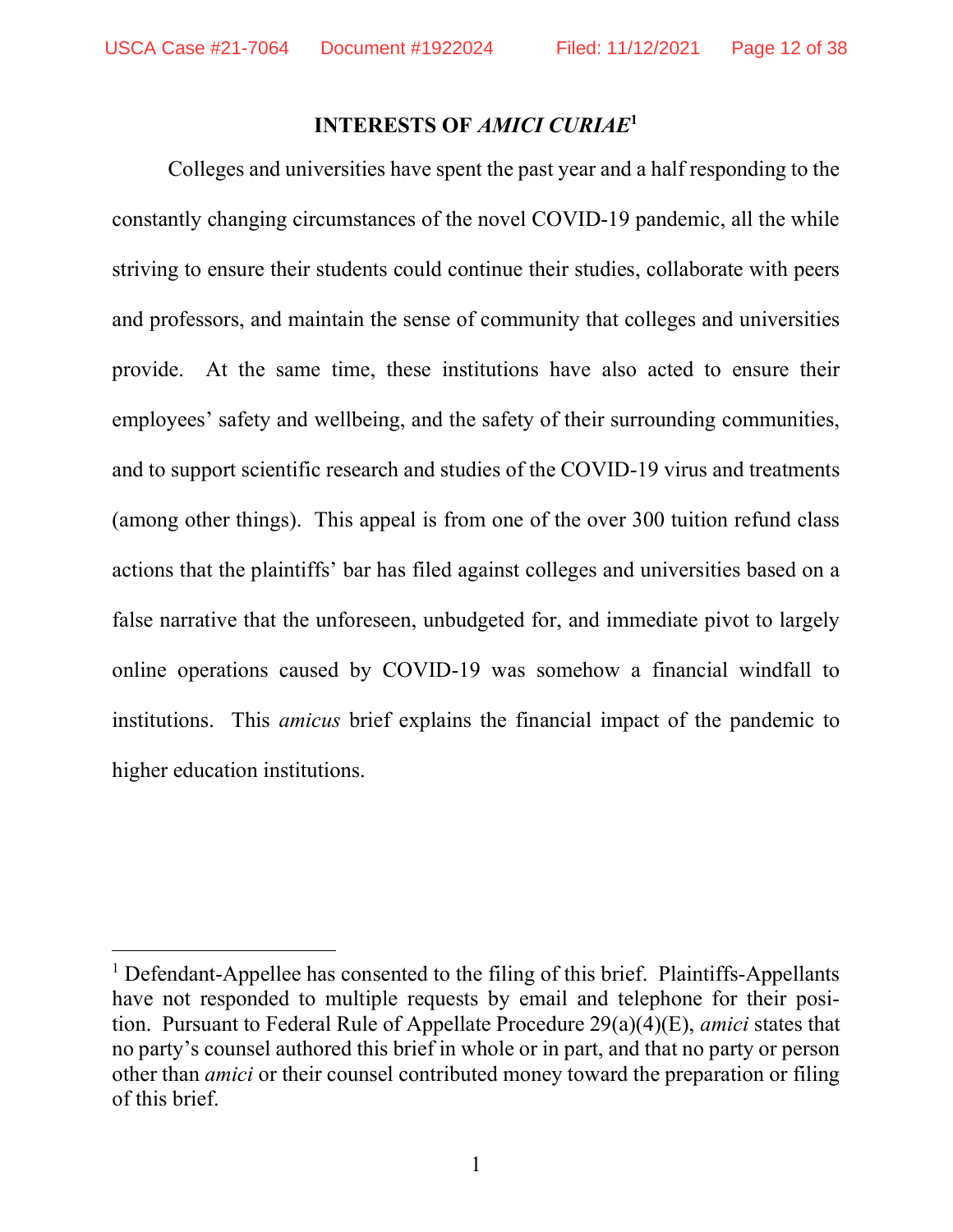## INTERESTS OF *AMICI CURIAE*[1]

Colleges and universities have spent the past year and a half responding to the constantly changing circumstances of the novel COVID-19 pandemic, all the while striving to ensure their students could continue their studies, collaborate with peers and professors, and maintain the sense of community that colleges and universities provide. At the same time, these institutions have also acted to ensure their employees' safety and wellbeing, and the safety of their surrounding communities, and to support scientific research and studies of the COVID-19 virus and treatments (among other things). This appeal is from one of the over 300 tuition refund class actions that the plaintiffs' bar has filed against colleges and universities based on a false narrative that the unforeseen, unbudgeted for, and immediate pivot to largely online operations caused by COVID-19 was somehow a financial windfall to institutions. This *amicus* brief explains the financial impact of the pandemic to higher education institutions.

---

[1] Defendant-Appellee has consented to the filing of this brief. Plaintiffs-Appellants have not responded to multiple requests by email and telephone for their position. Pursuant to Federal Rule of Appellate Procedure 29(a)(4)(E), *amici* states that no party's counsel authored this brief in whole or in part, and that no party or person other than *amici* or their counsel contributed money toward the preparation or filing of this brief.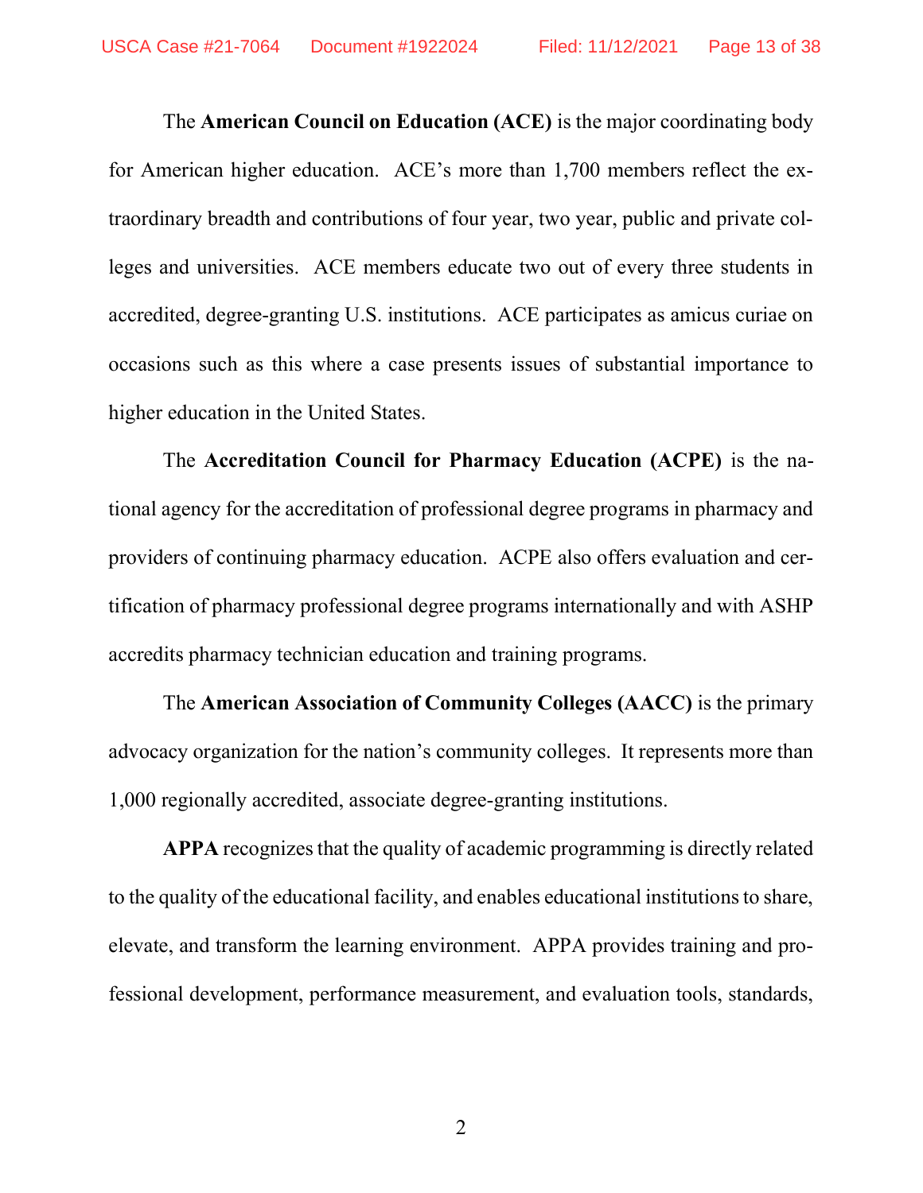The **American Council on Education (ACE)** is the major coordinating body for American higher education. ACE's more than 1,700 members reflect the extraordinary breadth and contributions of four year, two year, public and private colleges and universities. ACE members educate two out of every three students in accredited, degree-granting U.S. institutions. ACE participates as amicus curiae on occasions such as this where a case presents issues of substantial importance to higher education in the United States.

The **Accreditation Council for Pharmacy Education (ACPE)** is the national agency for the accreditation of professional degree programs in pharmacy and providers of continuing pharmacy education. ACPE also offers evaluation and certification of pharmacy professional degree programs internationally and with ASHP accredits pharmacy technician education and training programs.

The **American Association of Community Colleges (AACC)** is the primary advocacy organization for the nation's community colleges. It represents more than 1,000 regionally accredited, associate degree-granting institutions.

**APPA** recognizes that the quality of academic programming is directly related to the quality of the educational facility, and enables educational institutions to share, elevate, and transform the learning environment. APPA provides training and professional development, performance measurement, and evaluation tools, standards,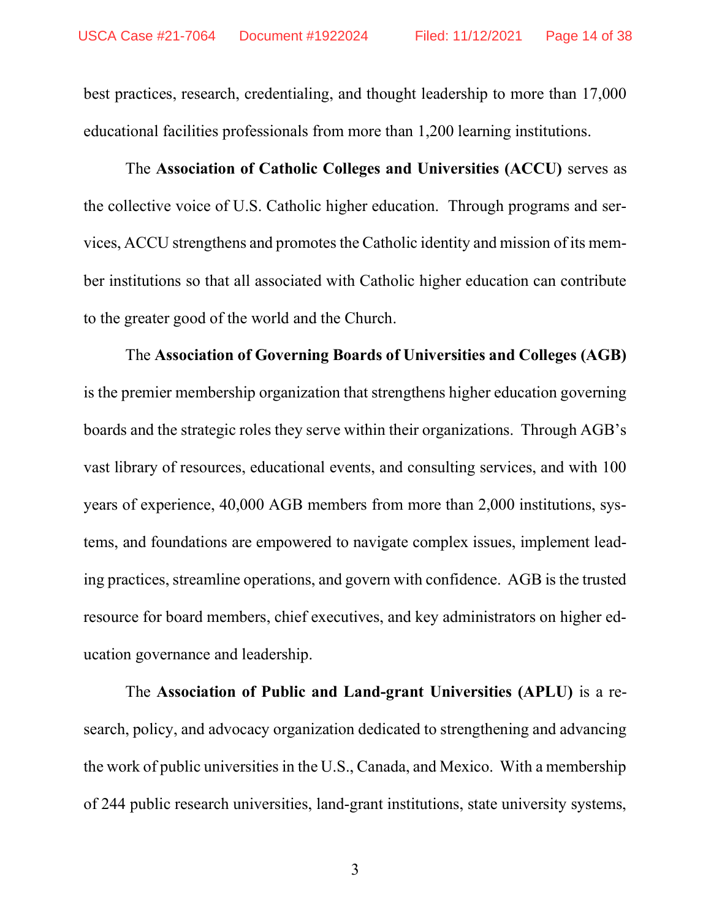best practices, research, credentialing, and thought leadership to more than 17,000 educational facilities professionals from more than 1,200 learning institutions.

The **Association of Catholic Colleges and Universities (ACCU)** serves as the collective voice of U.S. Catholic higher education. Through programs and services, ACCU strengthens and promotes the Catholic identity and mission of its member institutions so that all associated with Catholic higher education can contribute to the greater good of the world and the Church.

The **Association of Governing Boards of Universities and Colleges (AGB)** is the premier membership organization that strengthens higher education governing boards and the strategic roles they serve within their organizations. Through AGB's vast library of resources, educational events, and consulting services, and with 100 years of experience, 40,000 AGB members from more than 2,000 institutions, systems, and foundations are empowered to navigate complex issues, implement leading practices, streamline operations, and govern with confidence. AGB is the trusted resource for board members, chief executives, and key administrators on higher education governance and leadership.

The **Association of Public and Land-grant Universities (APLU)** is a research, policy, and advocacy organization dedicated to strengthening and advancing the work of public universities in the U.S., Canada, and Mexico. With a membership of 244 public research universities, land-grant institutions, state university systems,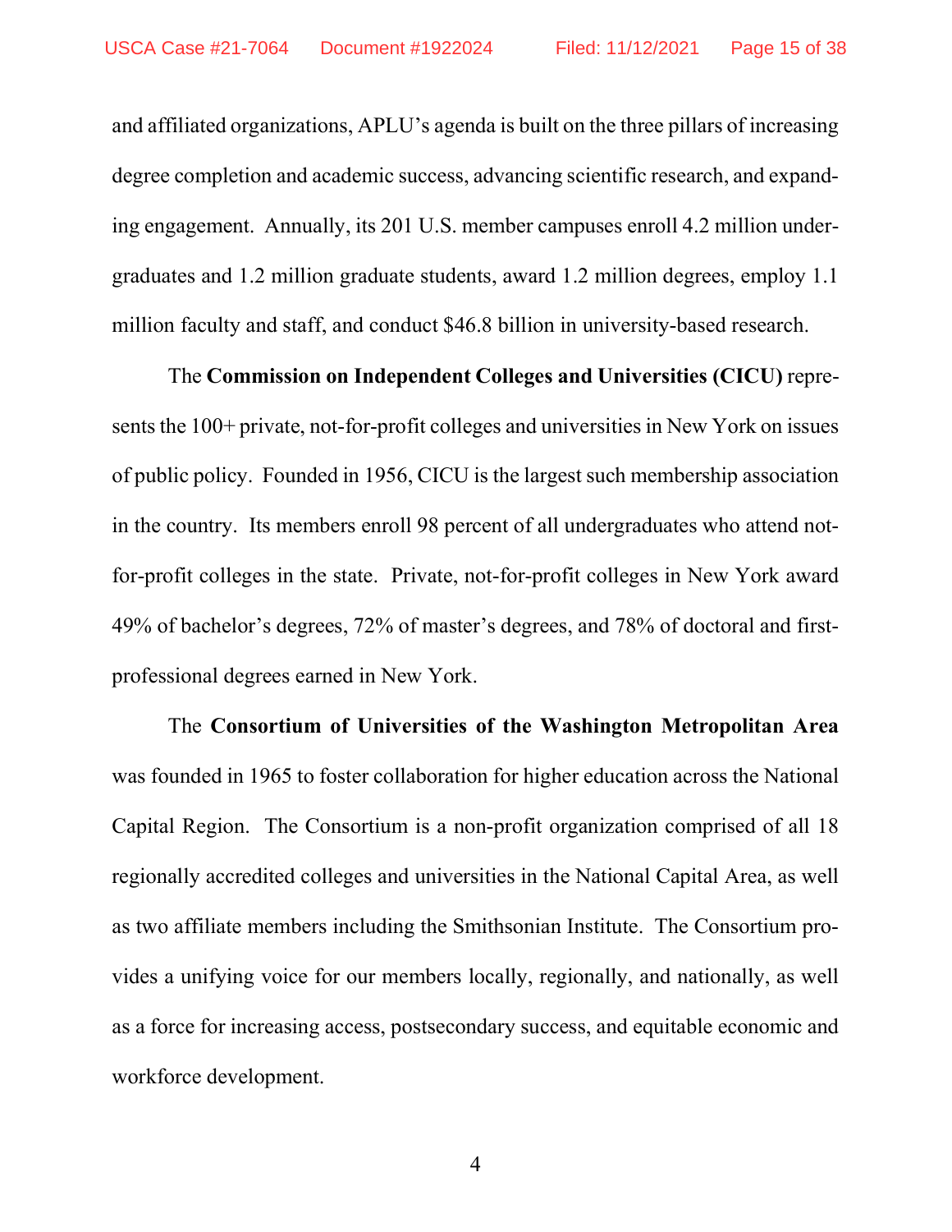and affiliated organizations, APLU's agenda is built on the three pillars of increasing degree completion and academic success, advancing scientific research, and expanding engagement. Annually, its 201 U.S. member campuses enroll 4.2 million undergraduates and 1.2 million graduate students, award 1.2 million degrees, employ 1.1 million faculty and staff, and conduct $46.8 billion in university-based research.

The **Commission on Independent Colleges and Universities (CICU)** represents the 100+ private, not-for-profit colleges and universities in New York on issues of public policy. Founded in 1956, CICU is the largest such membership association in the country. Its members enroll 98 percent of all undergraduates who attend not-for-profit colleges in the state. Private, not-for-profit colleges in New York award 49% of bachelor's degrees, 72% of master's degrees, and 78% of doctoral and first-professional degrees earned in New York.

The **Consortium of Universities of the Washington Metropolitan Area** was founded in 1965 to foster collaboration for higher education across the National Capital Region. The Consortium is a non-profit organization comprised of all 18 regionally accredited colleges and universities in the National Capital Area, as well as two affiliate members including the Smithsonian Institute. The Consortium provides a unifying voice for our members locally, regionally, and nationally, as well as a force for increasing access, postsecondary success, and equitable economic and workforce development.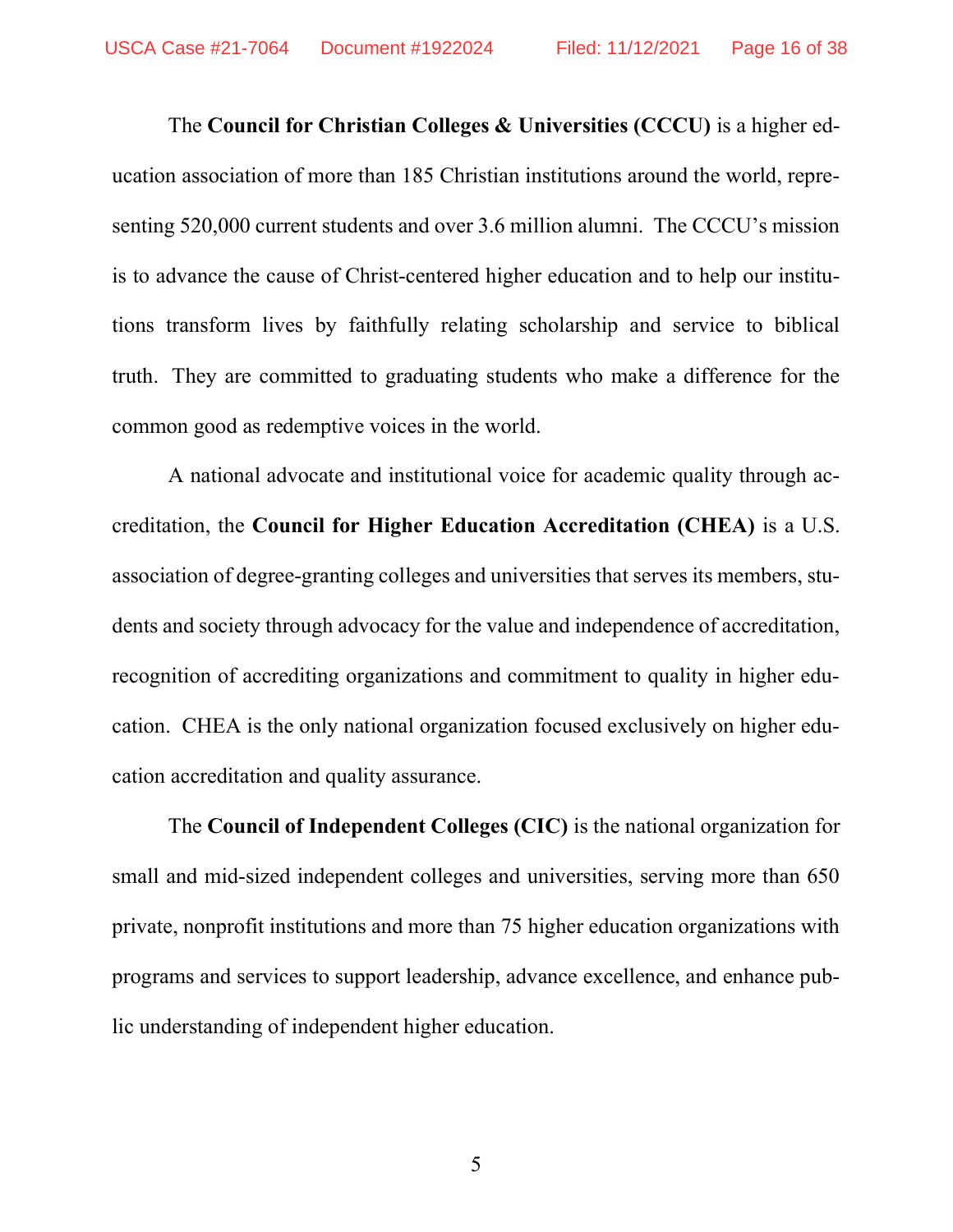The **Council for Christian Colleges & Universities (CCCU)** is a higher education association of more than 185 Christian institutions around the world, representing 520,000 current students and over 3.6 million alumni. The CCCU's mission is to advance the cause of Christ-centered higher education and to help our institutions transform lives by faithfully relating scholarship and service to biblical truth. They are committed to graduating students who make a difference for the common good as redemptive voices in the world.

A national advocate and institutional voice for academic quality through accreditation, the **Council for Higher Education Accreditation (CHEA)** is a U.S. association of degree-granting colleges and universities that serves its members, students and society through advocacy for the value and independence of accreditation, recognition of accrediting organizations and commitment to quality in higher education. CHEA is the only national organization focused exclusively on higher education accreditation and quality assurance.

The **Council of Independent Colleges (CIC)** is the national organization for small and mid-sized independent colleges and universities, serving more than 650 private, nonprofit institutions and more than 75 higher education organizations with programs and services to support leadership, advance excellence, and enhance public understanding of independent higher education.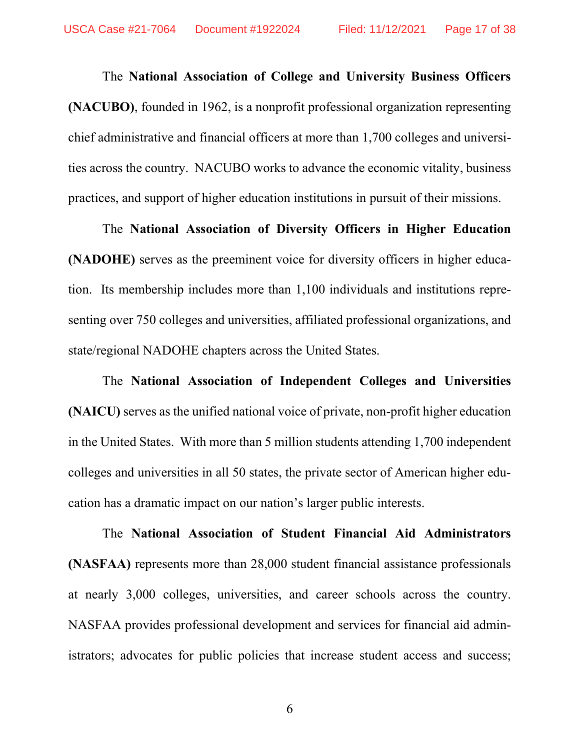The **National Association of College and University Business Officers (NACUBO)**, founded in 1962, is a nonprofit professional organization representing chief administrative and financial officers at more than 1,700 colleges and universities across the country. NACUBO works to advance the economic vitality, business practices, and support of higher education institutions in pursuit of their missions.

The **National Association of Diversity Officers in Higher Education (NADOHE)** serves as the preeminent voice for diversity officers in higher education. Its membership includes more than 1,100 individuals and institutions representing over 750 colleges and universities, affiliated professional organizations, and state/regional NADOHE chapters across the United States.

The **National Association of Independent Colleges and Universities (NAICU)** serves as the unified national voice of private, non-profit higher education in the United States. With more than 5 million students attending 1,700 independent colleges and universities in all 50 states, the private sector of American higher education has a dramatic impact on our nation's larger public interests.

The **National Association of Student Financial Aid Administrators (NASFAA)** represents more than 28,000 student financial assistance professionals at nearly 3,000 colleges, universities, and career schools across the country. NASFAA provides professional development and services for financial aid administrators; advocates for public policies that increase student access and success;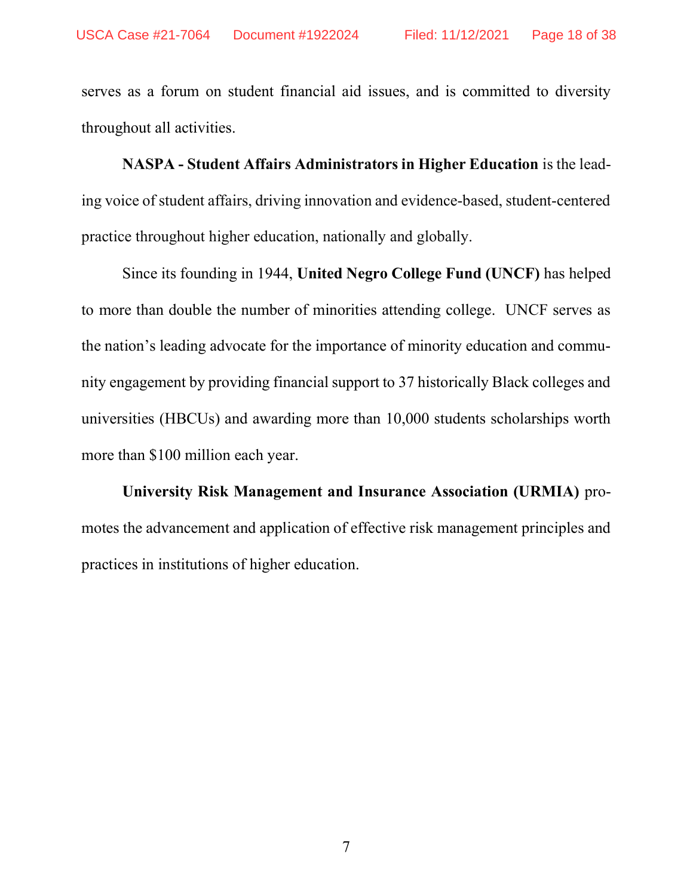serves as a forum on student financial aid issues, and is committed to diversity throughout all activities.

**NASPA - Student Affairs Administrators in Higher Education** is the leading voice of student affairs, driving innovation and evidence-based, student-centered practice throughout higher education, nationally and globally.

Since its founding in 1944, **United Negro College Fund (UNCF)** has helped to more than double the number of minorities attending college. UNCF serves as the nation's leading advocate for the importance of minority education and community engagement by providing financial support to 37 historically Black colleges and universities (HBCUs) and awarding more than 10,000 students scholarships worth more than $100 million each year.

**University Risk Management and Insurance Association (URMIA)** promotes the advancement and application of effective risk management principles and practices in institutions of higher education.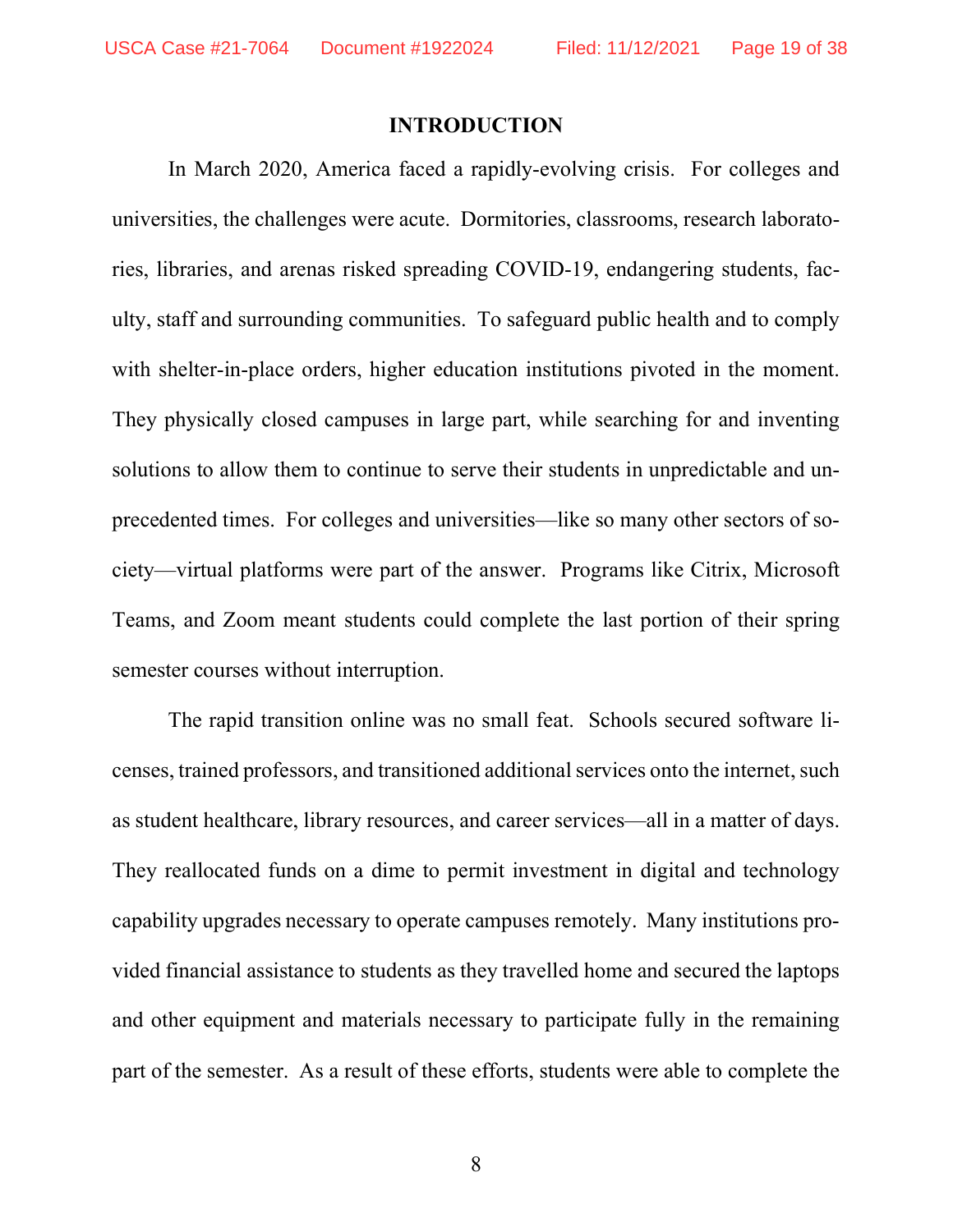## INTRODUCTION

In March 2020, America faced a rapidly-evolving crisis. For colleges and universities, the challenges were acute. Dormitories, classrooms, research laboratories, libraries, and arenas risked spreading COVID-19, endangering students, faculty, staff and surrounding communities. To safeguard public health and to comply with shelter-in-place orders, higher education institutions pivoted in the moment. They physically closed campuses in large part, while searching for and inventing solutions to allow them to continue to serve their students in unpredictable and unprecedented times. For colleges and universities—like so many other sectors of society—virtual platforms were part of the answer. Programs like Citrix, Microsoft Teams, and Zoom meant students could complete the last portion of their spring semester courses without interruption.

The rapid transition online was no small feat. Schools secured software licenses, trained professors, and transitioned additional services onto the internet, such as student healthcare, library resources, and career services—all in a matter of days. They reallocated funds on a dime to permit investment in digital and technology capability upgrades necessary to operate campuses remotely. Many institutions provided financial assistance to students as they travelled home and secured the laptops and other equipment and materials necessary to participate fully in the remaining part of the semester. As a result of these efforts, students were able to complete the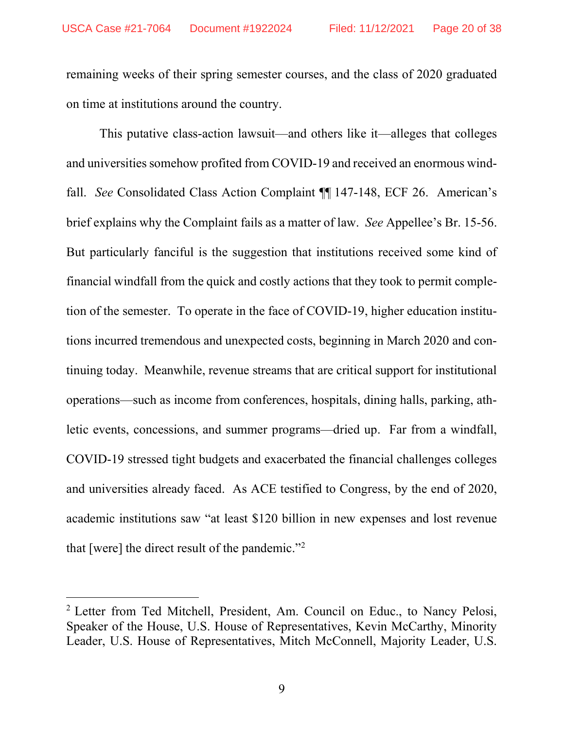remaining weeks of their spring semester courses, and the class of 2020 graduated on time at institutions around the country.

This putative class-action lawsuit—and others like it—alleges that colleges and universities somehow profited from COVID-19 and received an enormous windfall. *See* Consolidated Class Action Complaint ¶¶ 147-148, ECF 26. American's brief explains why the Complaint fails as a matter of law. *See* Appellee's Br. 15-56. But particularly fanciful is the suggestion that institutions received some kind of financial windfall from the quick and costly actions that they took to permit completion of the semester. To operate in the face of COVID-19, higher education institutions incurred tremendous and unexpected costs, beginning in March 2020 and continuing today. Meanwhile, revenue streams that are critical support for institutional operations—such as income from conferences, hospitals, dining halls, parking, athletic events, concessions, and summer programs—dried up. Far from a windfall, COVID-19 stressed tight budgets and exacerbated the financial challenges colleges and universities already faced. As ACE testified to Congress, by the end of 2020, academic institutions saw "at least $120 billion in new expenses and lost revenue that [were] the direct result of the pandemic."[2]

---

[2] Letter from Ted Mitchell, President, Am. Council on Educ., to Nancy Pelosi, Speaker of the House, U.S. House of Representatives, Kevin McCarthy, Minority Leader, U.S. House of Representatives, Mitch McConnell, Majority Leader, U.S.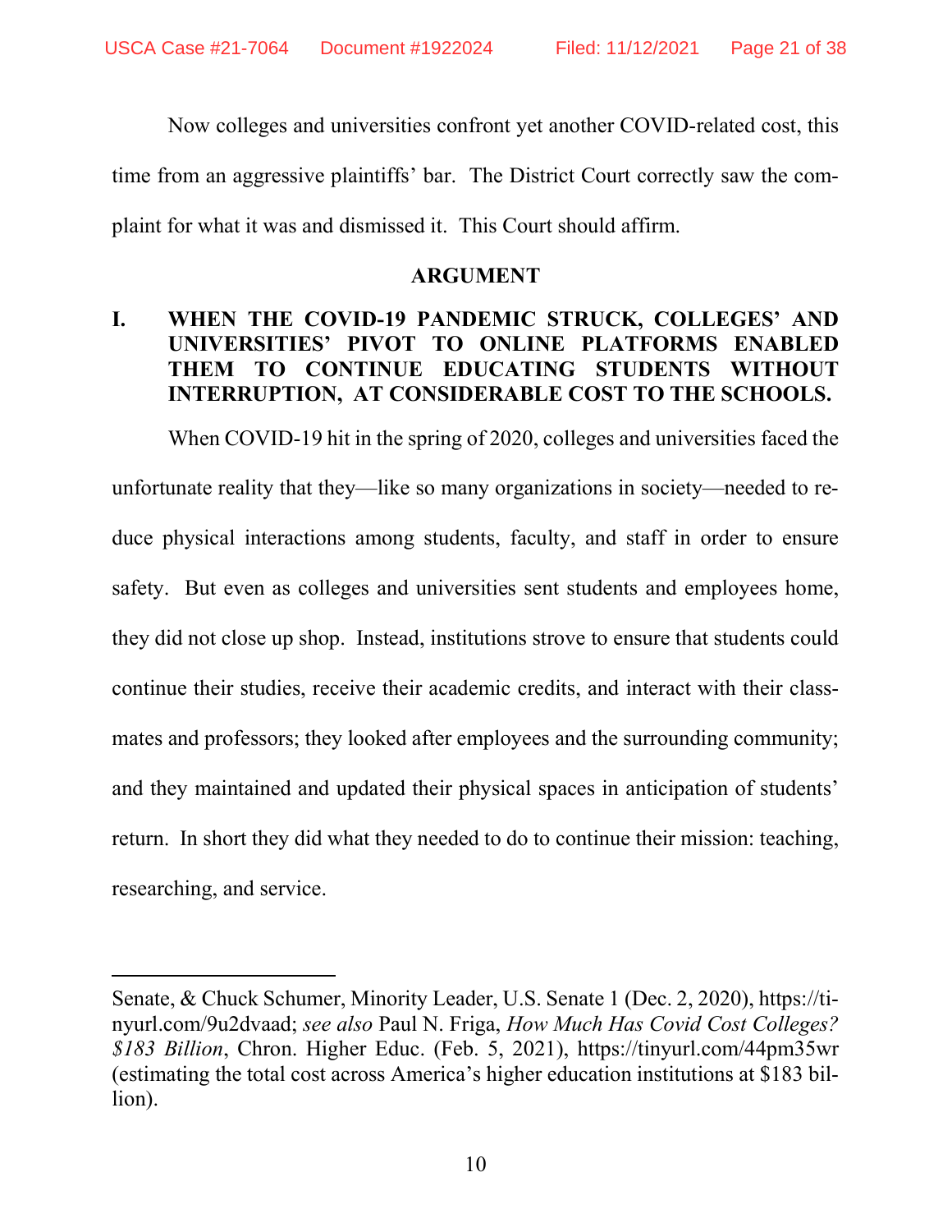Now colleges and universities confront yet another COVID-related cost, this time from an aggressive plaintiffs' bar. The District Court correctly saw the complaint for what it was and dismissed it. This Court should affirm.

## ARGUMENT

### I. WHEN THE COVID-19 PANDEMIC STRUCK, COLLEGES' AND UNIVERSITIES' PIVOT TO ONLINE PLATFORMS ENABLED THEM TO CONTINUE EDUCATING STUDENTS WITHOUT INTERRUPTION, AT CONSIDERABLE COST TO THE SCHOOLS.

When COVID-19 hit in the spring of 2020, colleges and universities faced the unfortunate reality that they—like so many organizations in society—needed to reduce physical interactions among students, faculty, and staff in order to ensure safety. But even as colleges and universities sent students and employees home, they did not close up shop. Instead, institutions strove to ensure that students could continue their studies, receive their academic credits, and interact with their classmates and professors; they looked after employees and the surrounding community; and they maintained and updated their physical spaces in anticipation of students' return. In short they did what they needed to do to continue their mission: teaching, researching, and service.

---

Senate, & Chuck Schumer, Minority Leader, U.S. Senate 1 (Dec. 2, 2020), https://tinyurl.com/9u2dvaad; *see also* Paul N. Friga, *How Much Has Covid Cost Colleges? $183 Billion*, Chron. Higher Educ. (Feb. 5, 2021), https://tinyurl.com/44pm35wr (estimating the total cost across America's higher education institutions at $183 billion).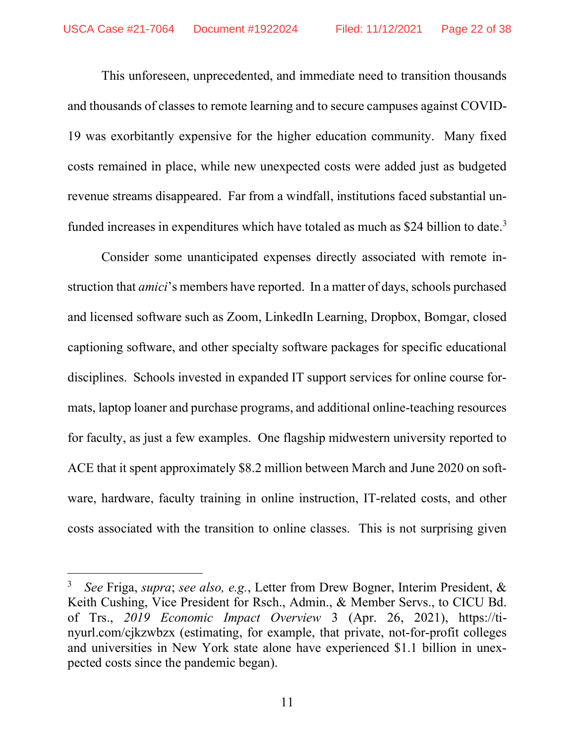This unforeseen, unprecedented, and immediate need to transition thousands and thousands of classes to remote learning and to secure campuses against COVID-19 was exorbitantly expensive for the higher education community. Many fixed costs remained in place, while new unexpected costs were added just as budgeted revenue streams disappeared. Far from a windfall, institutions faced substantial unfunded increases in expenditures which have totaled as much as $24 billion to date.[3]

Consider some unanticipated expenses directly associated with remote instruction that *amici*'s members have reported. In a matter of days, schools purchased and licensed software such as Zoom, LinkedIn Learning, Dropbox, Bomgar, closed captioning software, and other specialty software packages for specific educational disciplines. Schools invested in expanded IT support services for online course formats, laptop loaner and purchase programs, and additional online-teaching resources for faculty, as just a few examples. One flagship midwestern university reported to ACE that it spent approximately $8.2 million between March and June 2020 on software, hardware, faculty training in online instruction, IT-related costs, and other costs associated with the transition to online classes. This is not surprising given

---

[3] *See* Friga, *supra*; *see also, e.g.*, Letter from Drew Bogner, Interim President, & Keith Cushing, Vice President for Rsch., Admin., & Member Servs., to CICU Bd. of Trs., *2019 Economic Impact Overview* 3 (Apr. 26, 2021), https://tinyurl.com/cjkzwbzx (estimating, for example, that private, not-for-profit colleges and universities in New York state alone have experienced $1.1 billion in unexpected costs since the pandemic began).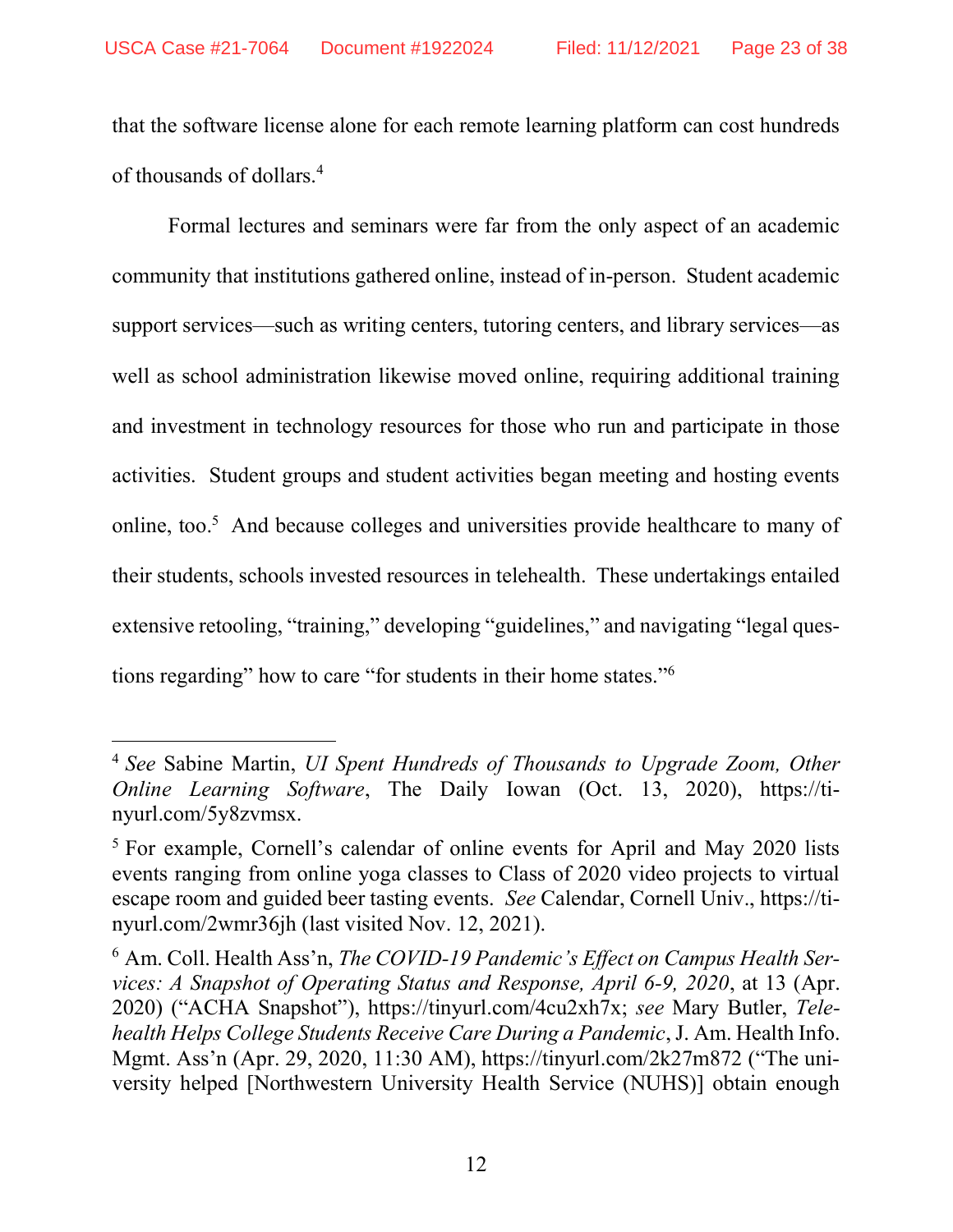that the software license alone for each remote learning platform can cost hundreds of thousands of dollars.[4]

Formal lectures and seminars were far from the only aspect of an academic community that institutions gathered online, instead of in-person. Student academic support services—such as writing centers, tutoring centers, and library services—as well as school administration likewise moved online, requiring additional training and investment in technology resources for those who run and participate in those activities. Student groups and student activities began meeting and hosting events online, too.[5] And because colleges and universities provide healthcare to many of their students, schools invested resources in telehealth. These undertakings entailed extensive retooling, "training," developing "guidelines," and navigating "legal questions regarding" how to care "for students in their home states."[6]

---

[4] *See* Sabine Martin, *UI Spent Hundreds of Thousands to Upgrade Zoom, Other Online Learning Software*, The Daily Iowan (Oct. 13, 2020), https://tinyurl.com/5y8zvmsx.

[5] For example, Cornell's calendar of online events for April and May 2020 lists events ranging from online yoga classes to Class of 2020 video projects to virtual escape room and guided beer tasting events. *See* Calendar, Cornell Univ., https://tinyurl.com/2wmr36jh (last visited Nov. 12, 2021).

[6] Am. Coll. Health Ass'n, *The COVID-19 Pandemic's Effect on Campus Health Services: A Snapshot of Operating Status and Response, April 6-9, 2020*, at 13 (Apr. 2020) ("ACHA Snapshot"), https://tinyurl.com/4cu2xh7x; *see* Mary Butler, *Telehealth Helps College Students Receive Care During a Pandemic*, J. Am. Health Info. Mgmt. Ass'n (Apr. 29, 2020, 11:30 AM), https://tinyurl.com/2k27m872 ("The university helped [Northwestern University Health Service (NUHS)] obtain enough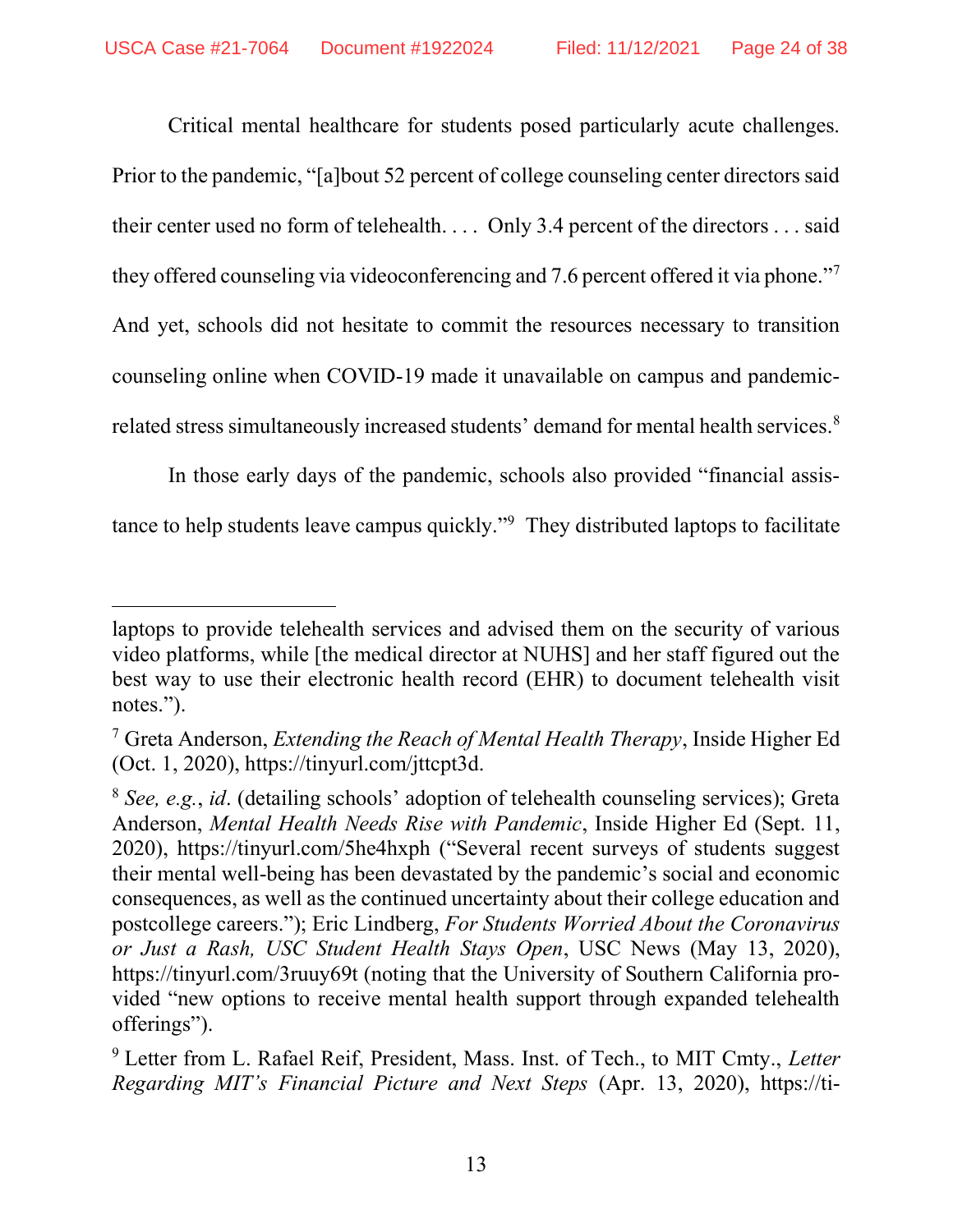Critical mental healthcare for students posed particularly acute challenges. Prior to the pandemic, "[a]bout 52 percent of college counseling center directors said their center used no form of telehealth. . . . Only 3.4 percent of the directors . . . said they offered counseling via videoconferencing and 7.6 percent offered it via phone."[7] And yet, schools did not hesitate to commit the resources necessary to transition counseling online when COVID-19 made it unavailable on campus and pandemic-related stress simultaneously increased students' demand for mental health services.[8]

In those early days of the pandemic, schools also provided "financial assistance to help students leave campus quickly."[9] They distributed laptops to facilitate

---

laptops to provide telehealth services and advised them on the security of various video platforms, while [the medical director at NUHS] and her staff figured out the best way to use their electronic health record (EHR) to document telehealth visit notes.").

[7] Greta Anderson, *Extending the Reach of Mental Health Therapy*, Inside Higher Ed (Oct. 1, 2020), https://tinyurl.com/jttcpt3d.

[8] *See, e.g.*, *id*. (detailing schools' adoption of telehealth counseling services); Greta Anderson, *Mental Health Needs Rise with Pandemic*, Inside Higher Ed (Sept. 11, 2020), https://tinyurl.com/5he4hxph ("Several recent surveys of students suggest their mental well-being has been devastated by the pandemic's social and economic consequences, as well as the continued uncertainty about their college education and postcollege careers."); Eric Lindberg, *For Students Worried About the Coronavirus or Just a Rash, USC Student Health Stays Open*, USC News (May 13, 2020), https://tinyurl.com/3ruuy69t (noting that the University of Southern California provided "new options to receive mental health support through expanded telehealth offerings").

[9] Letter from L. Rafael Reif, President, Mass. Inst. of Tech., to MIT Cmty., *Letter Regarding MIT's Financial Picture and Next Steps* (Apr. 13, 2020), https://ti-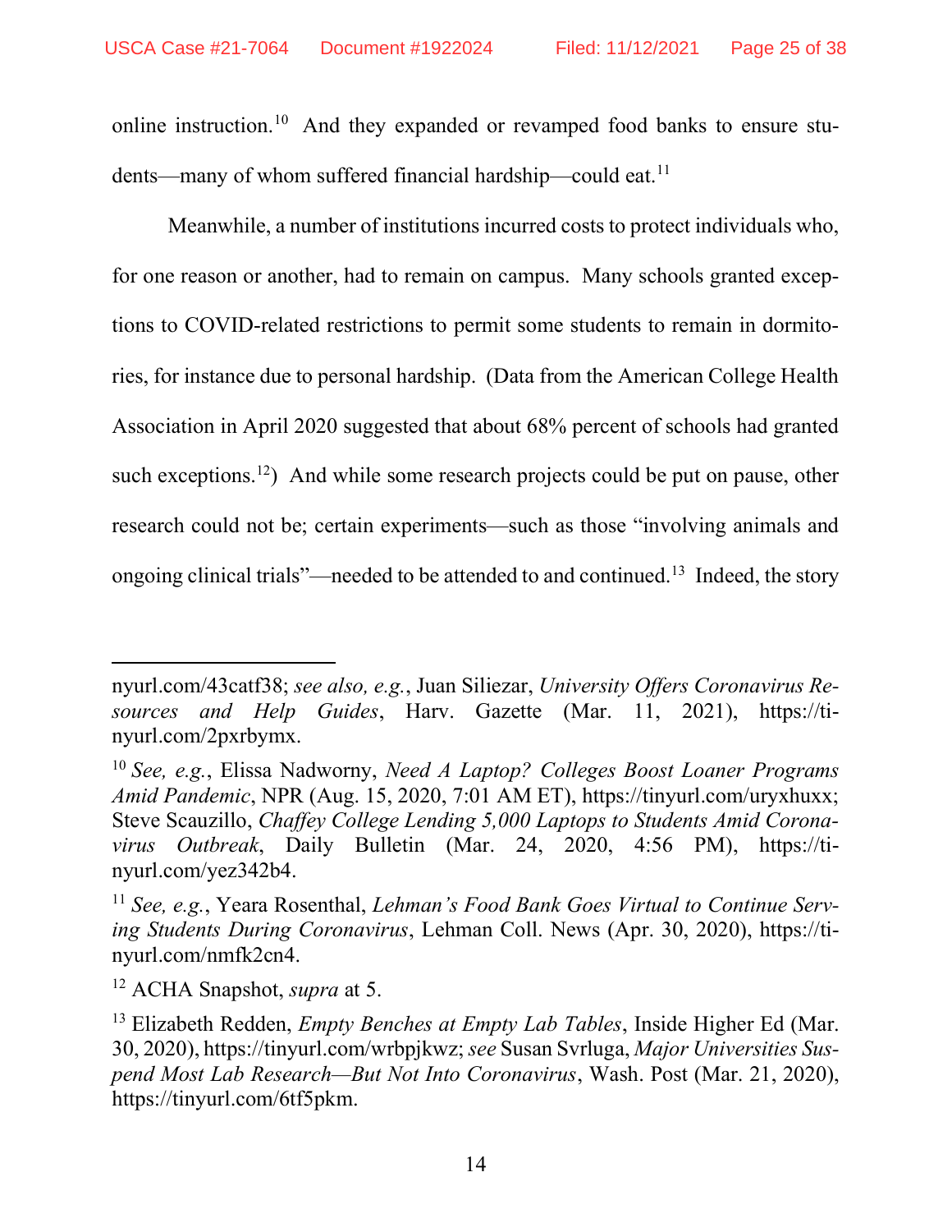online instruction.[10] And they expanded or revamped food banks to ensure students—many of whom suffered financial hardship—could eat.[11]

Meanwhile, a number of institutions incurred costs to protect individuals who, for one reason or another, had to remain on campus. Many schools granted exceptions to COVID-related restrictions to permit some students to remain in dormitories, for instance due to personal hardship. (Data from the American College Health Association in April 2020 suggested that about 68% percent of schools had granted such exceptions.[12]) And while some research projects could be put on pause, other research could not be; certain experiments—such as those "involving animals and ongoing clinical trials"—needed to be attended to and continued.[13] Indeed, the story

---

nyurl.com/43catf38; *see also, e.g.*, Juan Siliezar, *University Offers Coronavirus Resources and Help Guides*, Harv. Gazette (Mar. 11, 2021), https://tinyurl.com/2pxrbymx.

[10] *See, e.g.*, Elissa Nadworny, *Need A Laptop? Colleges Boost Loaner Programs Amid Pandemic*, NPR (Aug. 15, 2020, 7:01 AM ET), https://tinyurl.com/uryxhuxx; Steve Scauzillo, *Chaffey College Lending 5,000 Laptops to Students Amid Coronavirus Outbreak*, Daily Bulletin (Mar. 24, 2020, 4:56 PM), https://tinyurl.com/yez342b4.

[11] *See, e.g.*, Yeara Rosenthal, *Lehman's Food Bank Goes Virtual to Continue Serving Students During Coronavirus*, Lehman Coll. News (Apr. 30, 2020), https://tinyurl.com/nmfk2cn4.

[12] ACHA Snapshot, *supra* at 5.

[13] Elizabeth Redden, *Empty Benches at Empty Lab Tables*, Inside Higher Ed (Mar. 30, 2020), https://tinyurl.com/wrbpjkwz; *see* Susan Svrluga, *Major Universities Suspend Most Lab Research—But Not Into Coronavirus*, Wash. Post (Mar. 21, 2020), https://tinyurl.com/6tf5pkm.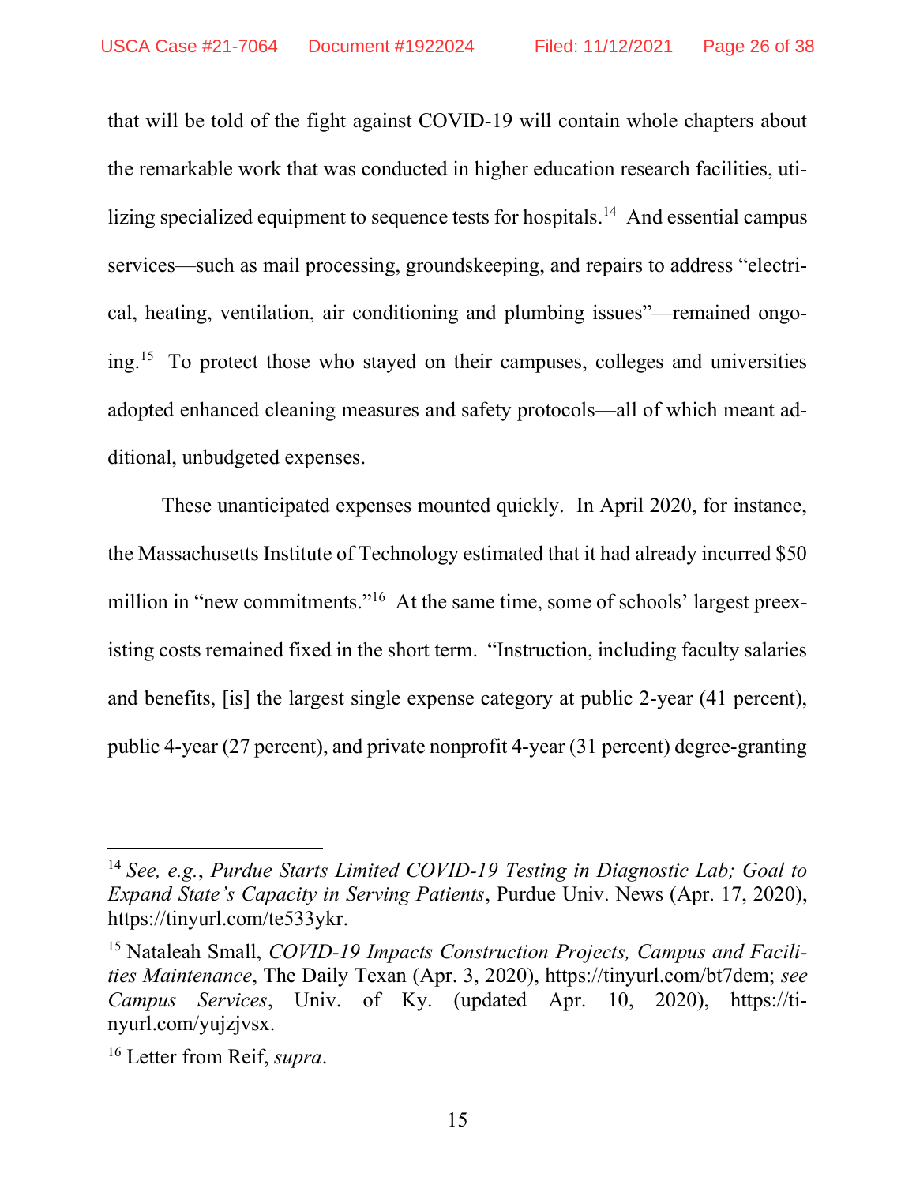that will be told of the fight against COVID-19 will contain whole chapters about the remarkable work that was conducted in higher education research facilities, utilizing specialized equipment to sequence tests for hospitals.[14] And essential campus services—such as mail processing, groundskeeping, and repairs to address "electrical, heating, ventilation, air conditioning and plumbing issues"—remained ongoing.[15] To protect those who stayed on their campuses, colleges and universities adopted enhanced cleaning measures and safety protocols—all of which meant additional, unbudgeted expenses.

These unanticipated expenses mounted quickly. In April 2020, for instance, the Massachusetts Institute of Technology estimated that it had already incurred $50 million in "new commitments."[16] At the same time, some of schools' largest preexisting costs remained fixed in the short term. "Instruction, including faculty salaries and benefits, [is] the largest single expense category at public 2-year (41 percent), public 4-year (27 percent), and private nonprofit 4-year (31 percent) degree-granting

---

[14] *See, e.g.*, *Purdue Starts Limited COVID-19 Testing in Diagnostic Lab; Goal to Expand State's Capacity in Serving Patients*, Purdue Univ. News (Apr. 17, 2020), https://tinyurl.com/te533ykr.

[15] Nataleah Small, *COVID-19 Impacts Construction Projects, Campus and Facilities Maintenance*, The Daily Texan (Apr. 3, 2020), https://tinyurl.com/bt7dem; *see Campus Services*, Univ. of Ky. (updated Apr. 10, 2020), https://tinyurl.com/yujzjvsx.

[16] Letter from Reif, *supra*.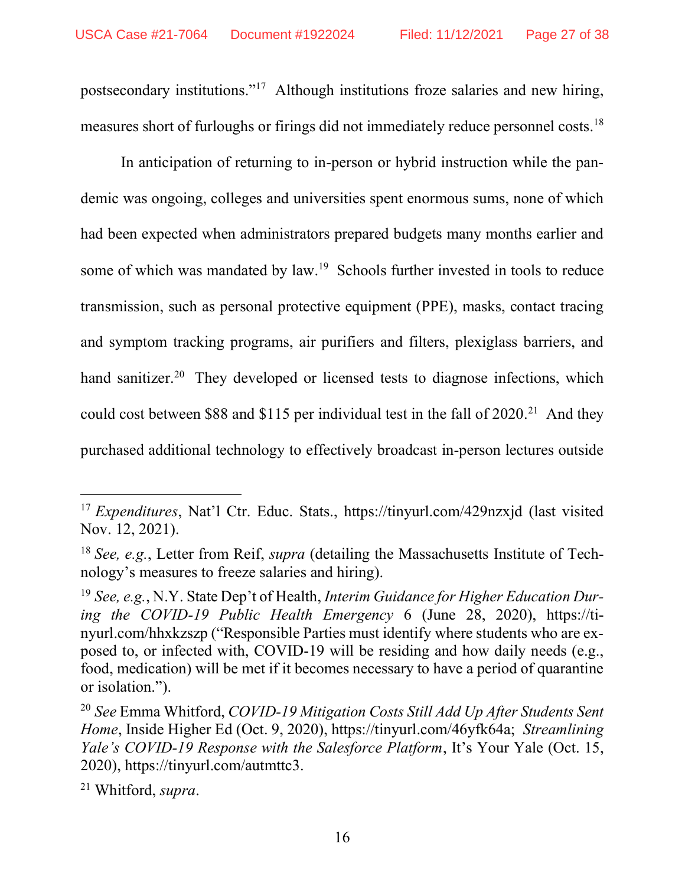postsecondary institutions."[17] Although institutions froze salaries and new hiring, measures short of furloughs or firings did not immediately reduce personnel costs.[18]

In anticipation of returning to in-person or hybrid instruction while the pandemic was ongoing, colleges and universities spent enormous sums, none of which had been expected when administrators prepared budgets many months earlier and some of which was mandated by law.[19] Schools further invested in tools to reduce transmission, such as personal protective equipment (PPE), masks, contact tracing and symptom tracking programs, air purifiers and filters, plexiglass barriers, and hand sanitizer.[20] They developed or licensed tests to diagnose infections, which could cost between $88 and $115 per individual test in the fall of 2020.[21] And they purchased additional technology to effectively broadcast in-person lectures outside

---

[17] *Expenditures*, Nat'l Ctr. Educ. Stats., https://tinyurl.com/429nzxjd (last visited Nov. 12, 2021).

[18] *See, e.g.*, Letter from Reif, *supra* (detailing the Massachusetts Institute of Technology's measures to freeze salaries and hiring).

[19] *See, e.g.*, N.Y. State Dep't of Health, *Interim Guidance for Higher Education During the COVID-19 Public Health Emergency* 6 (June 28, 2020), https://tinyurl.com/hhxkzszp ("Responsible Parties must identify where students who are exposed to, or infected with, COVID-19 will be residing and how daily needs (e.g., food, medication) will be met if it becomes necessary to have a period of quarantine or isolation.").

[20] *See* Emma Whitford, *COVID-19 Mitigation Costs Still Add Up After Students Sent Home*, Inside Higher Ed (Oct. 9, 2020), https://tinyurl.com/46yfk64a; *Streamlining Yale's COVID-19 Response with the Salesforce Platform*, It's Your Yale (Oct. 15, 2020), https://tinyurl.com/autmttc3.

[21] Whitford, *supra*.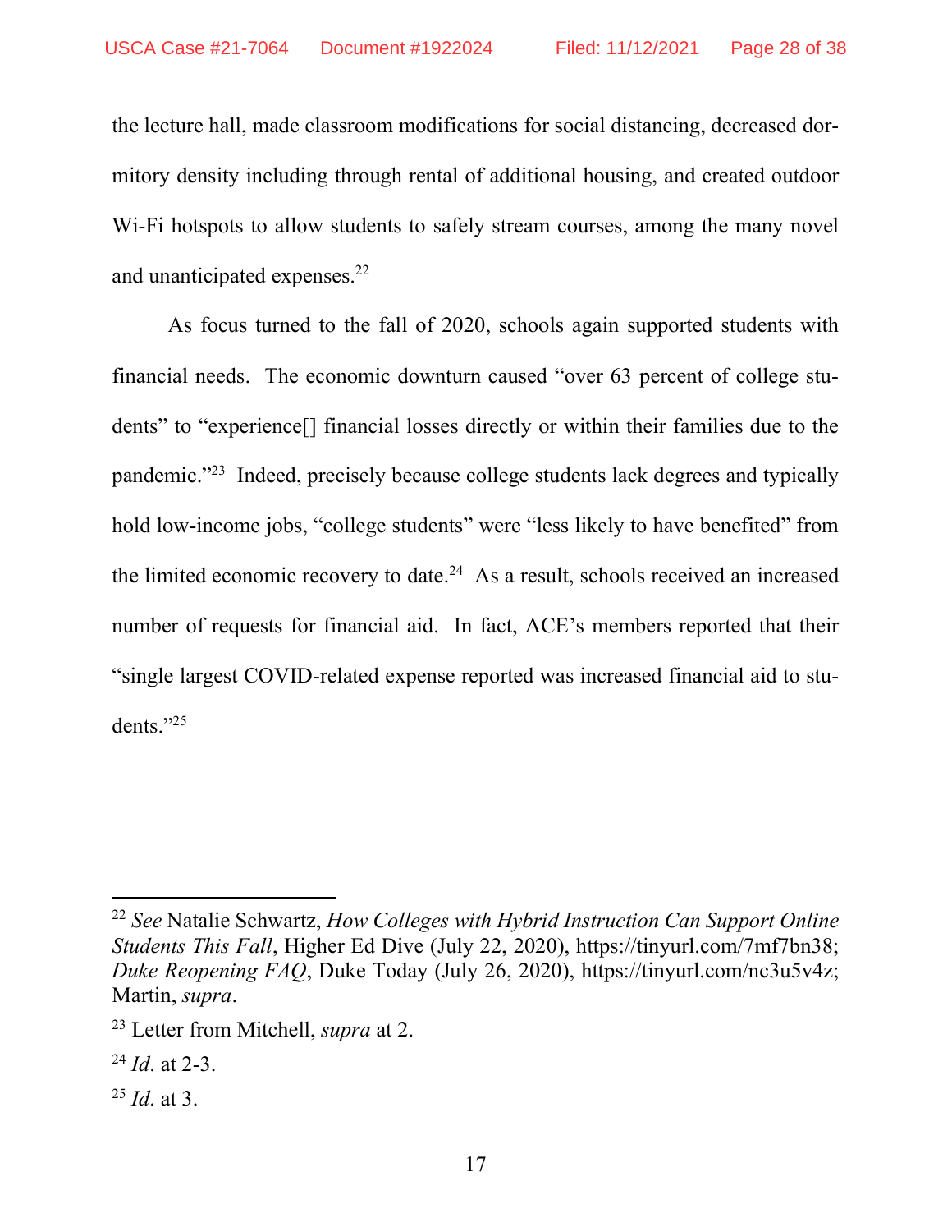the lecture hall, made classroom modifications for social distancing, decreased dormitory density including through rental of additional housing, and created outdoor Wi-Fi hotspots to allow students to safely stream courses, among the many novel and unanticipated expenses.[22]

As focus turned to the fall of 2020, schools again supported students with financial needs. The economic downturn caused "over 63 percent of college students" to "experience[] financial losses directly or within their families due to the pandemic."[23] Indeed, precisely because college students lack degrees and typically hold low-income jobs, "college students" were "less likely to have benefited" from the limited economic recovery to date.[24] As a result, schools received an increased number of requests for financial aid. In fact, ACE's members reported that their "single largest COVID-related expense reported was increased financial aid to students."[25]

---

[22] *See* Natalie Schwartz, *How Colleges with Hybrid Instruction Can Support Online Students This Fall*, Higher Ed Dive (July 22, 2020), https://tinyurl.com/7mf7bn38; *Duke Reopening FAQ*, Duke Today (July 26, 2020), https://tinyurl.com/nc3u5v4z; Martin, *supra*.

[23] Letter from Mitchell, *supra* at 2.

[24] *Id*. at 2-3.

[25] *Id*. at 3.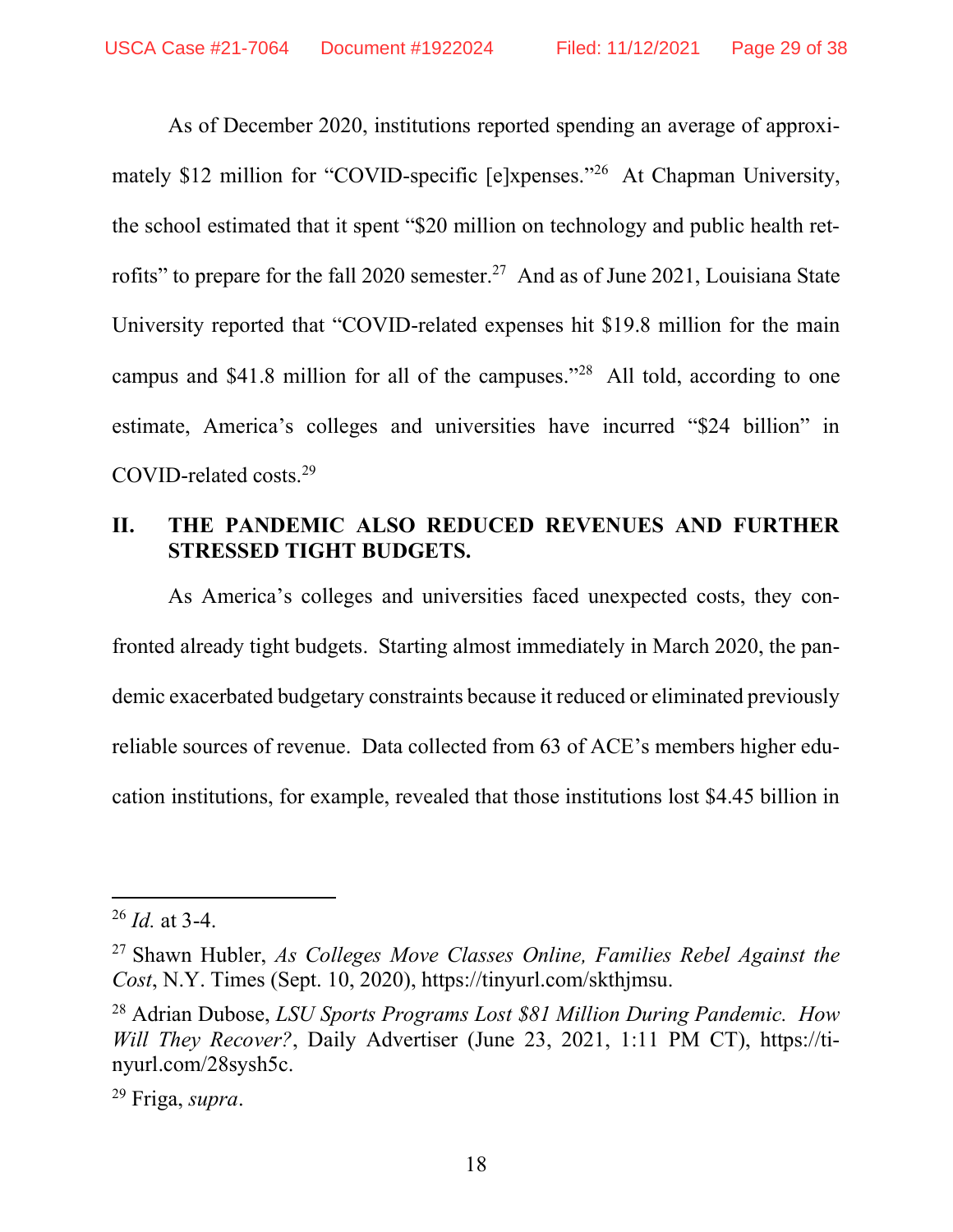As of December 2020, institutions reported spending an average of approximately $12 million for "COVID-specific [e]xpenses."[26] At Chapman University, the school estimated that it spent "$20 million on technology and public health retrofits" to prepare for the fall 2020 semester.[27] And as of June 2021, Louisiana State University reported that "COVID-related expenses hit $19.8 million for the main campus and $41.8 million for all of the campuses."[28] All told, according to one estimate, America's colleges and universities have incurred "$24 billion" in COVID-related costs.[29]

## II. THE PANDEMIC ALSO REDUCED REVENUES AND FURTHER STRESSED TIGHT BUDGETS.

As America's colleges and universities faced unexpected costs, they confronted already tight budgets. Starting almost immediately in March 2020, the pandemic exacerbated budgetary constraints because it reduced or eliminated previously reliable sources of revenue. Data collected from 63 of ACE's members higher education institutions, for example, revealed that those institutions lost $4.45 billion in

---

[26] *Id.* at 3-4.

[27] Shawn Hubler, *As Colleges Move Classes Online, Families Rebel Against the Cost*, N.Y. Times (Sept. 10, 2020), https://tinyurl.com/skthjmsu.

[28] Adrian Dubose, *LSU Sports Programs Lost $81 Million During Pandemic. How Will They Recover?*, Daily Advertiser (June 23, 2021, 1:11 PM CT), https://tinyurl.com/28sysh5c.

[29] Friga, *supra*.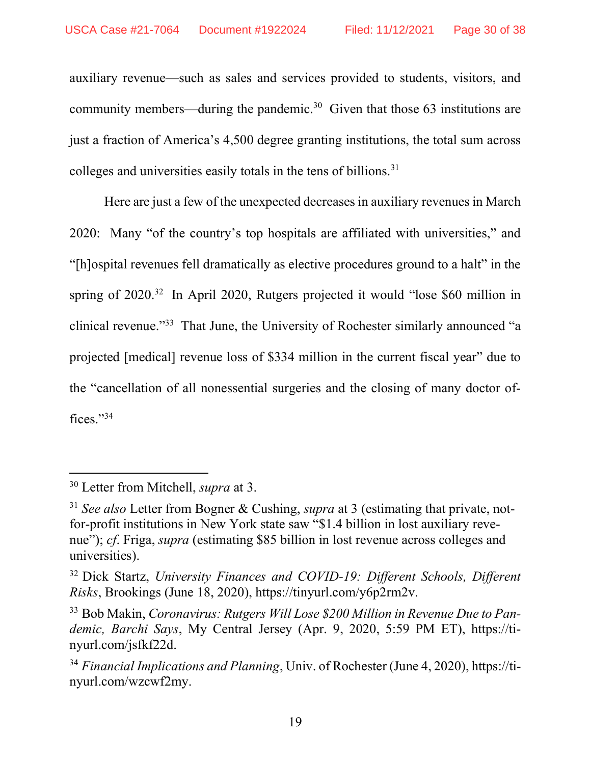auxiliary revenue—such as sales and services provided to students, visitors, and community members—during the pandemic.[30] Given that those 63 institutions are just a fraction of America's 4,500 degree granting institutions, the total sum across colleges and universities easily totals in the tens of billions.[31]

Here are just a few of the unexpected decreases in auxiliary revenues in March 2020: Many "of the country's top hospitals are affiliated with universities," and "[h]ospital revenues fell dramatically as elective procedures ground to a halt" in the spring of 2020.[32] In April 2020, Rutgers projected it would "lose $60 million in clinical revenue."[33] That June, the University of Rochester similarly announced "a projected [medical] revenue loss of $334 million in the current fiscal year" due to the "cancellation of all nonessential surgeries and the closing of many doctor offices."[34]

---

[30] Letter from Mitchell, *supra* at 3.

[31] *See also* Letter from Bogner & Cushing, *supra* at 3 (estimating that private, not-for-profit institutions in New York state saw "$1.4 billion in lost auxiliary revenue"); *cf*. Friga, *supra* (estimating $85 billion in lost revenue across colleges and universities).

[32] Dick Startz, *University Finances and COVID-19: Different Schools, Different Risks*, Brookings (June 18, 2020), https://tinyurl.com/y6p2rm2v.

[33] Bob Makin, *Coronavirus: Rutgers Will Lose $200 Million in Revenue Due to Pandemic, Barchi Says*, My Central Jersey (Apr. 9, 2020, 5:59 PM ET), https://tinyurl.com/jsfkf22d.

[34] *Financial Implications and Planning*, Univ. of Rochester (June 4, 2020), https://tinyurl.com/wzcwf2my.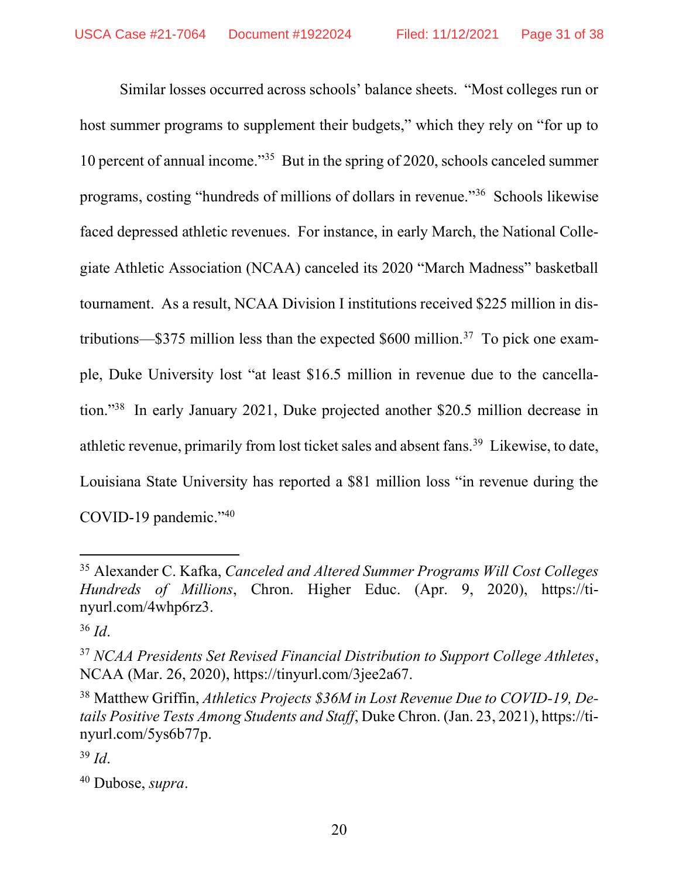Similar losses occurred across schools' balance sheets. "Most colleges run or host summer programs to supplement their budgets," which they rely on "for up to 10 percent of annual income."[35] But in the spring of 2020, schools canceled summer programs, costing "hundreds of millions of dollars in revenue."[36] Schools likewise faced depressed athletic revenues. For instance, in early March, the National Collegiate Athletic Association (NCAA) canceled its 2020 "March Madness" basketball tournament. As a result, NCAA Division I institutions received $225 million in distributions—$375 million less than the expected $600 million.[37] To pick one example, Duke University lost "at least $16.5 million in revenue due to the cancellation."[38] In early January 2021, Duke projected another $20.5 million decrease in athletic revenue, primarily from lost ticket sales and absent fans.[39] Likewise, to date, Louisiana State University has reported a $81 million loss "in revenue during the COVID-19 pandemic."[40]

---

[35] Alexander C. Kafka, *Canceled and Altered Summer Programs Will Cost Colleges Hundreds of Millions*, Chron. Higher Educ. (Apr. 9, 2020), https://tinyurl.com/4whp6rz3.

[36] *Id*.

[37] *NCAA Presidents Set Revised Financial Distribution to Support College Athletes*, NCAA (Mar. 26, 2020), https://tinyurl.com/3jee2a67.

[38] Matthew Griffin, *Athletics Projects $36M in Lost Revenue Due to COVID-19, Details Positive Tests Among Students and Staff*, Duke Chron. (Jan. 23, 2021), https://tinyurl.com/5ys6b77p.

[39] *Id*.

[40] Dubose, *supra*.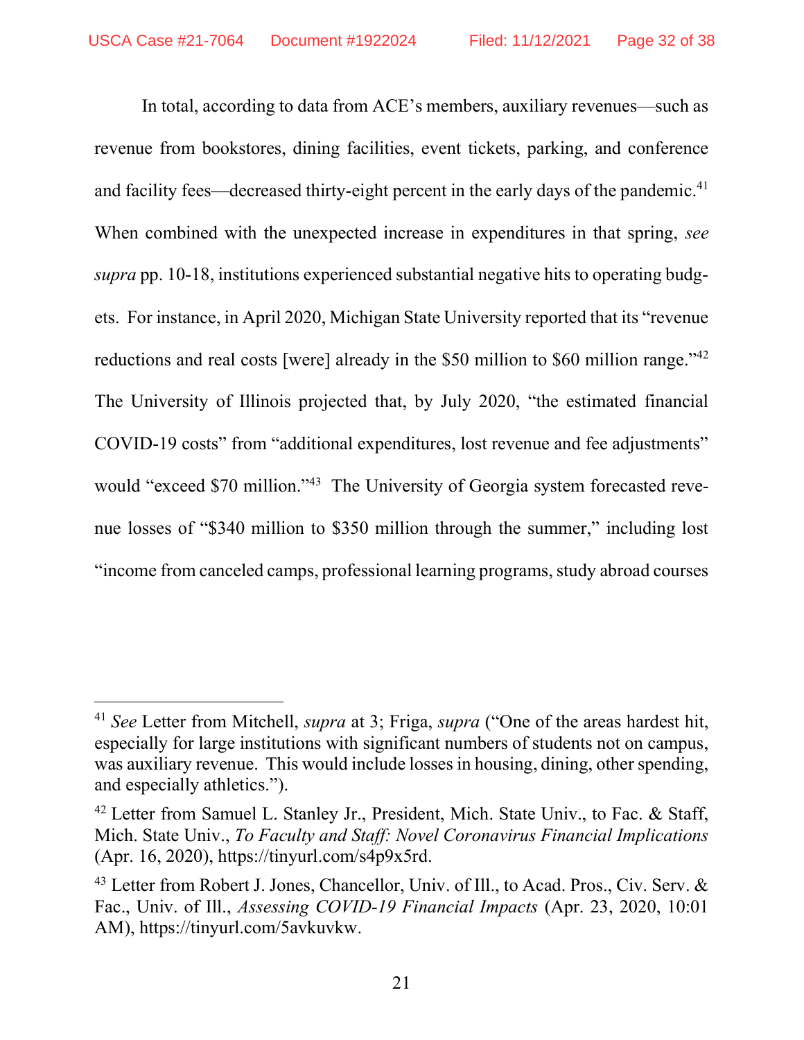In total, according to data from ACE's members, auxiliary revenues—such as revenue from bookstores, dining facilities, event tickets, parking, and conference and facility fees—decreased thirty-eight percent in the early days of the pandemic.[41] When combined with the unexpected increase in expenditures in that spring, *see supra* pp. 10-18, institutions experienced substantial negative hits to operating budgets. For instance, in April 2020, Michigan State University reported that its "revenue reductions and real costs [were] already in the $50 million to $60 million range."[42] The University of Illinois projected that, by July 2020, "the estimated financial COVID-19 costs" from "additional expenditures, lost revenue and fee adjustments" would "exceed $70 million."[43] The University of Georgia system forecasted revenue losses of "$340 million to $350 million through the summer," including lost "income from canceled camps, professional learning programs, study abroad courses

---

[41] *See* Letter from Mitchell, *supra* at 3; Friga, *supra* ("One of the areas hardest hit, especially for large institutions with significant numbers of students not on campus, was auxiliary revenue. This would include losses in housing, dining, other spending, and especially athletics.").

[42] Letter from Samuel L. Stanley Jr., President, Mich. State Univ., to Fac. & Staff, Mich. State Univ., *To Faculty and Staff: Novel Coronavirus Financial Implications* (Apr. 16, 2020), https://tinyurl.com/s4p9x5rd.

[43] Letter from Robert J. Jones, Chancellor, Univ. of Ill., to Acad. Pros., Civ. Serv. & Fac., Univ. of Ill., *Assessing COVID-19 Financial Impacts* (Apr. 23, 2020, 10:01 AM), https://tinyurl.com/5avkuvkw.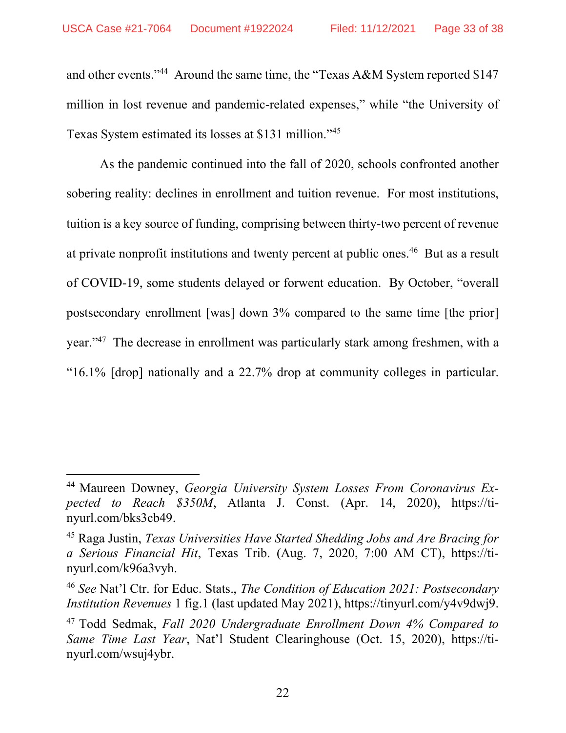and other events."[44] Around the same time, the "Texas A&M System reported $147 million in lost revenue and pandemic-related expenses," while "the University of Texas System estimated its losses at $131 million."[45]

As the pandemic continued into the fall of 2020, schools confronted another sobering reality: declines in enrollment and tuition revenue. For most institutions, tuition is a key source of funding, comprising between thirty-two percent of revenue at private nonprofit institutions and twenty percent at public ones.[46] But as a result of COVID-19, some students delayed or forwent education. By October, "overall postsecondary enrollment [was] down 3% compared to the same time [the prior] year."[47] The decrease in enrollment was particularly stark among freshmen, with a "16.1% [drop] nationally and a 22.7% drop at community colleges in particular.

---

[44] Maureen Downey, *Georgia University System Losses From Coronavirus Expected to Reach $350M*, Atlanta J. Const. (Apr. 14, 2020), https://tinyurl.com/bks3cb49.

[45] Raga Justin, *Texas Universities Have Started Shedding Jobs and Are Bracing for a Serious Financial Hit*, Texas Trib. (Aug. 7, 2020, 7:00 AM CT), https://tinyurl.com/k96a3vyh.

[46] *See* Nat'l Ctr. for Educ. Stats., *The Condition of Education 2021: Postsecondary Institution Revenues* 1 fig.1 (last updated May 2021), https://tinyurl.com/y4v9dwj9.

[47] Todd Sedmak, *Fall 2020 Undergraduate Enrollment Down 4% Compared to Same Time Last Year*, Nat'l Student Clearinghouse (Oct. 15, 2020), https://tinyurl.com/wsuj4ybr.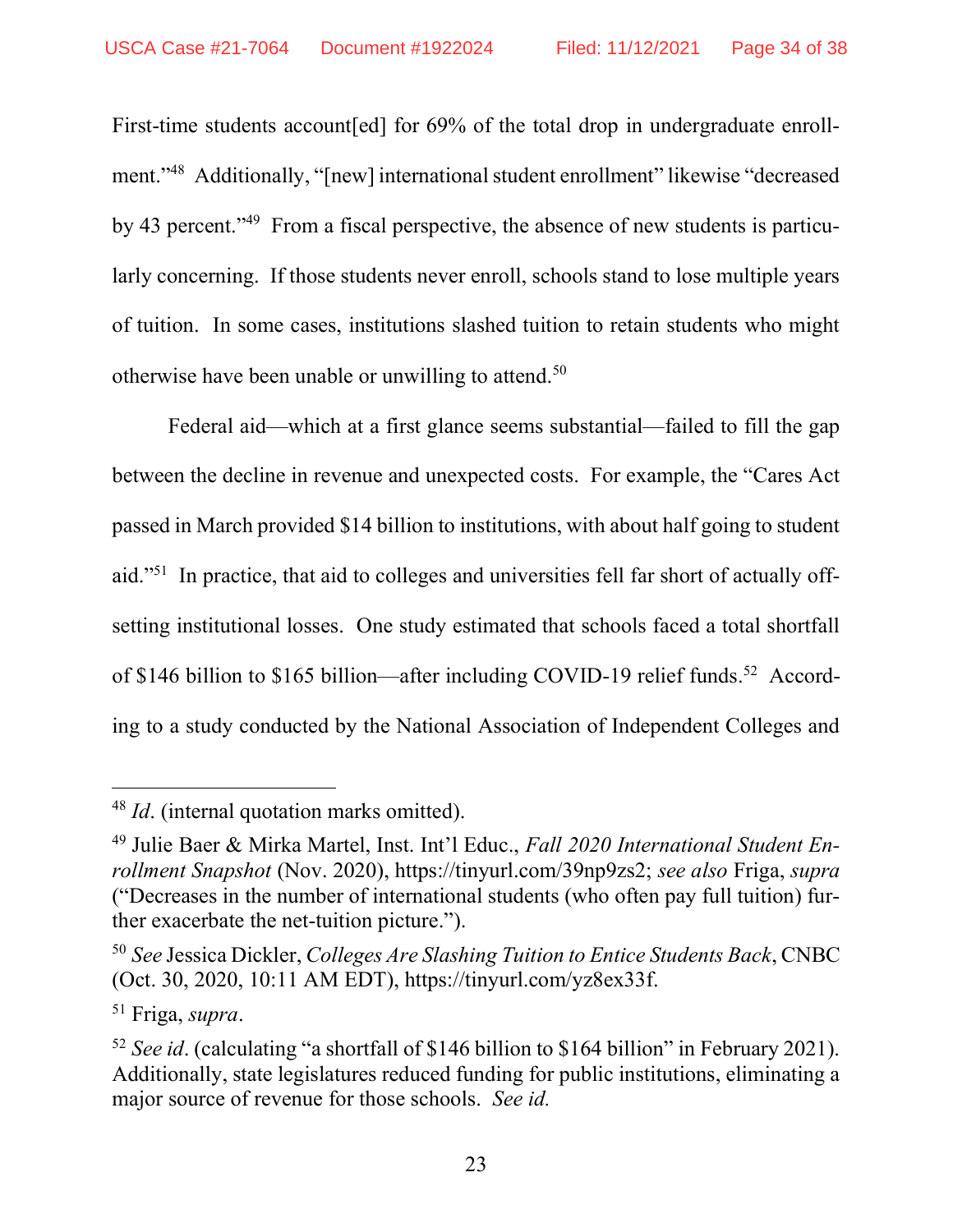First-time students account[ed] for 69% of the total drop in undergraduate enrollment."[48] Additionally, "[new] international student enrollment" likewise "decreased by 43 percent."[49] From a fiscal perspective, the absence of new students is particularly concerning. If those students never enroll, schools stand to lose multiple years of tuition. In some cases, institutions slashed tuition to retain students who might otherwise have been unable or unwilling to attend.[50]

Federal aid—which at a first glance seems substantial—failed to fill the gap between the decline in revenue and unexpected costs. For example, the "Cares Act passed in March provided $14 billion to institutions, with about half going to student aid."[51] In practice, that aid to colleges and universities fell far short of actually offsetting institutional losses. One study estimated that schools faced a total shortfall of $146 billion to $165 billion—after including COVID-19 relief funds.[52] According to a study conducted by the National Association of Independent Colleges and

---

[48] *Id*. (internal quotation marks omitted).

[49] Julie Baer & Mirka Martel, Inst. Int'l Educ., *Fall 2020 International Student Enrollment Snapshot* (Nov. 2020), https://tinyurl.com/39np9zs2; *see also* Friga, *supra* ("Decreases in the number of international students (who often pay full tuition) further exacerbate the net-tuition picture.").

[50] *See* Jessica Dickler, *Colleges Are Slashing Tuition to Entice Students Back*, CNBC (Oct. 30, 2020, 10:11 AM EDT), https://tinyurl.com/yz8ex33f.

[51] Friga, *supra*.

[52] *See id*. (calculating "a shortfall of $146 billion to $164 billion" in February 2021). Additionally, state legislatures reduced funding for public institutions, eliminating a major source of revenue for those schools. *See id.*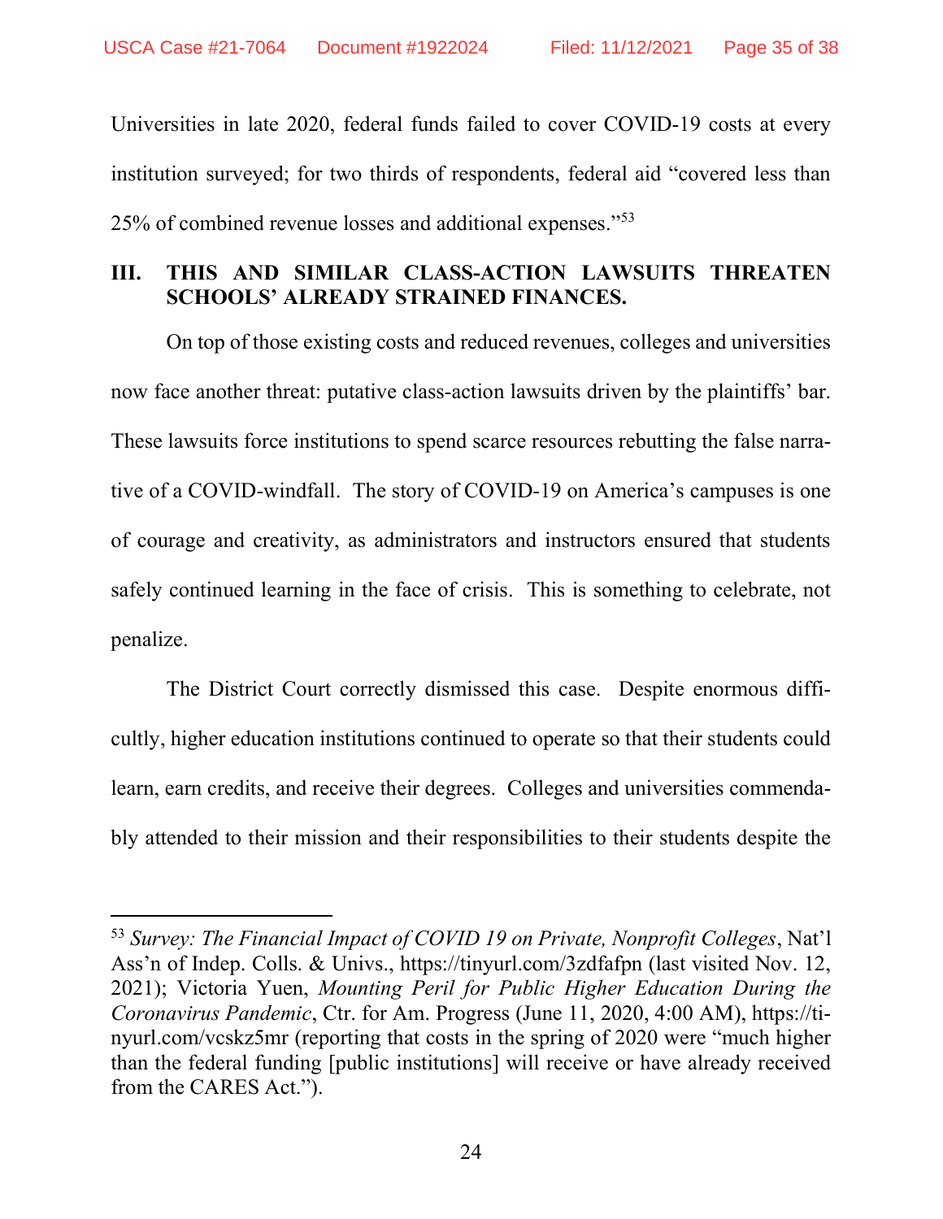Universities in late 2020, federal funds failed to cover COVID-19 costs at every institution surveyed; for two thirds of respondents, federal aid "covered less than 25% of combined revenue losses and additional expenses."[53]

## III. THIS AND SIMILAR CLASS-ACTION LAWSUITS THREATEN SCHOOLS' ALREADY STRAINED FINANCES.

On top of those existing costs and reduced revenues, colleges and universities now face another threat: putative class-action lawsuits driven by the plaintiffs' bar. These lawsuits force institutions to spend scarce resources rebutting the false narrative of a COVID-windfall. The story of COVID-19 on America's campuses is one of courage and creativity, as administrators and instructors ensured that students safely continued learning in the face of crisis. This is something to celebrate, not penalize.

The District Court correctly dismissed this case. Despite enormous difficultly, higher education institutions continued to operate so that their students could learn, earn credits, and receive their degrees. Colleges and universities commendably attended to their mission and their responsibilities to their students despite the

---

[53] *Survey: The Financial Impact of COVID 19 on Private, Nonprofit Colleges*, Nat'l Ass'n of Indep. Colls. & Univs., https://tinyurl.com/3zdfafpn (last visited Nov. 12, 2021); Victoria Yuen, *Mounting Peril for Public Higher Education During the Coronavirus Pandemic*, Ctr. for Am. Progress (June 11, 2020, 4:00 AM), https://tinyurl.com/vcskz5mr (reporting that costs in the spring of 2020 were "much higher than the federal funding [public institutions] will receive or have already received from the CARES Act.").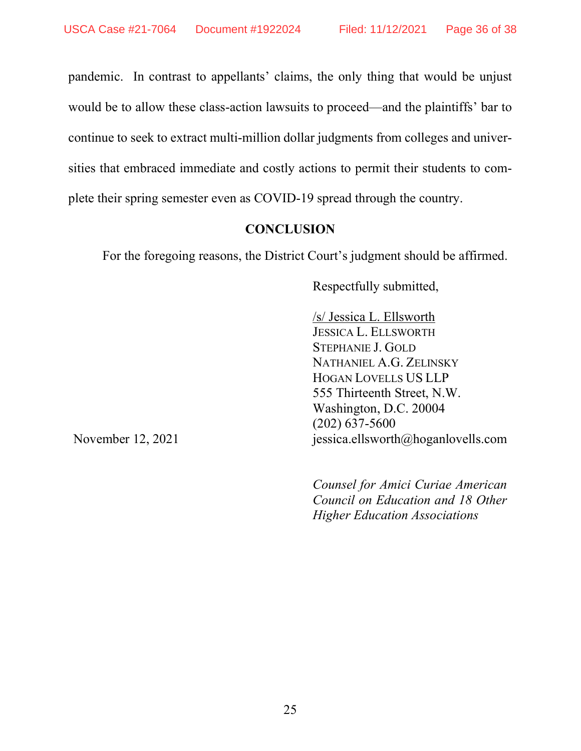pandemic. In contrast to appellants' claims, the only thing that would be unjust would be to allow these class-action lawsuits to proceed—and the plaintiffs' bar to continue to seek to extract multi-million dollar judgments from colleges and universities that embraced immediate and costly actions to permit their students to complete their spring semester even as COVID-19 spread through the country.

## CONCLUSION

For the foregoing reasons, the District Court's judgment should be affirmed.

Respectfully submitted,

/s/ Jessica L. Ellsworth
JESSICA L. ELLSWORTH
STEPHANIE J. GOLD
NATHANIEL A.G. ZELINSKY
HOGAN LOVELLS US LLP
555 Thirteenth Street, N.W.
Washington, D.C. 20004
(202) 637-5600
jessica.ellsworth@hoganlovells.com

November 12, 2021

*Counsel for Amici Curiae American Council on Education and 18 Other Higher Education Associations*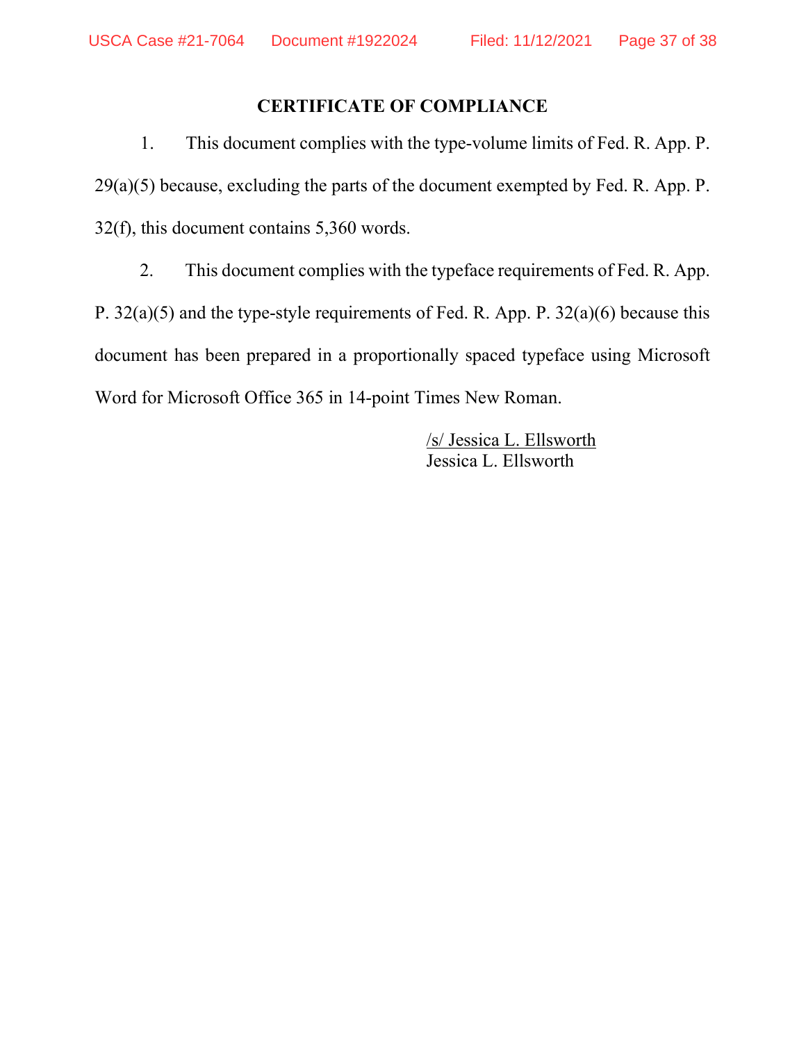## CERTIFICATE OF COMPLIANCE

1. This document complies with the type-volume limits of Fed. R. App. P. 29(a)(5) because, excluding the parts of the document exempted by Fed. R. App. P. 32(f), this document contains 5,360 words.

2. This document complies with the typeface requirements of Fed. R. App. P. 32(a)(5) and the type-style requirements of Fed. R. App. P. 32(a)(6) because this document has been prepared in a proportionally spaced typeface using Microsoft Word for Microsoft Office 365 in 14-point Times New Roman.

/s/ Jessica L. Ellsworth
Jessica L. Ellsworth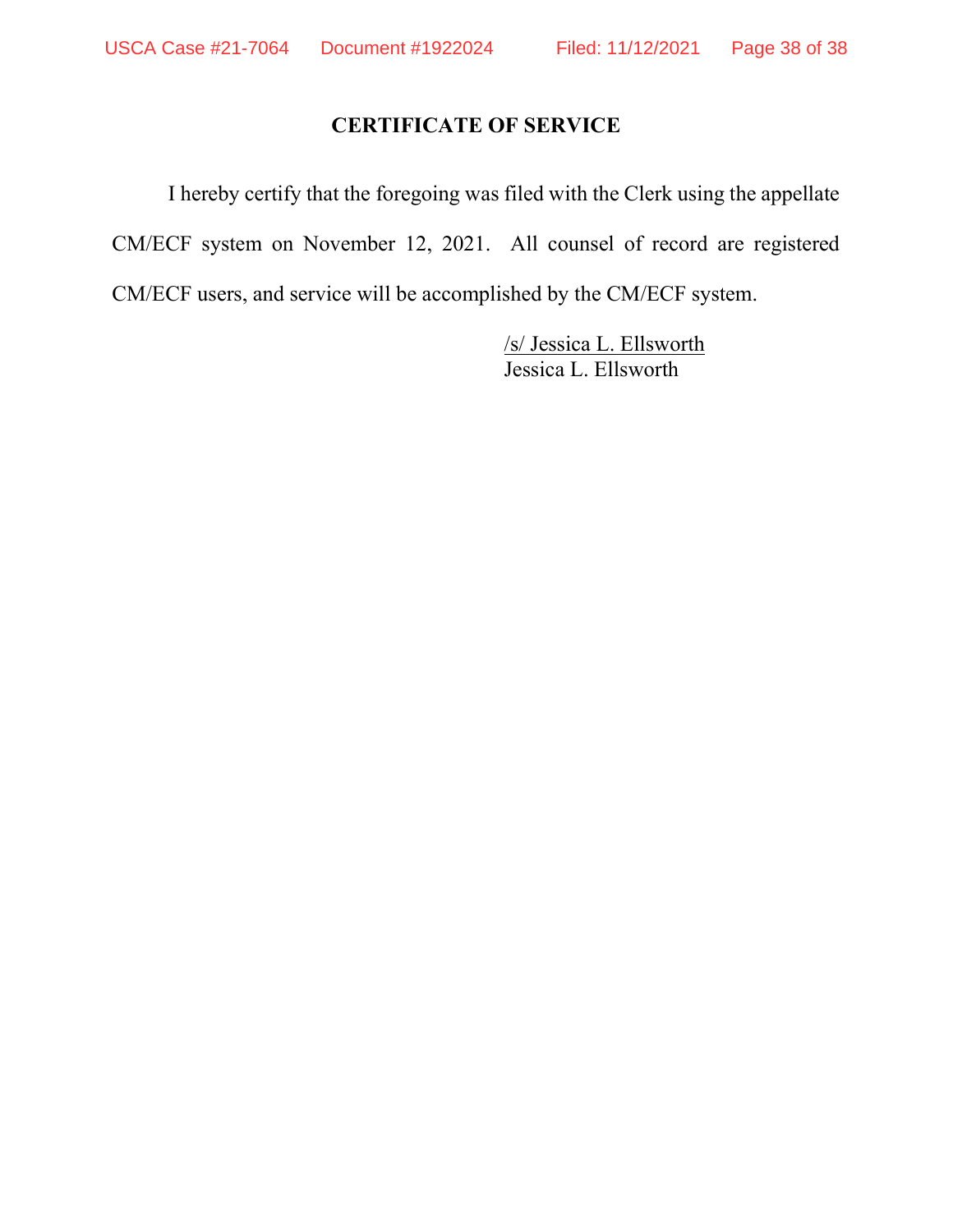## CERTIFICATE OF SERVICE

I hereby certify that the foregoing was filed with the Clerk using the appellate CM/ECF system on November 12, 2021. All counsel of record are registered CM/ECF users, and service will be accomplished by the CM/ECF system.

/s/ Jessica L. Ellsworth
Jessica L. Ellsworth